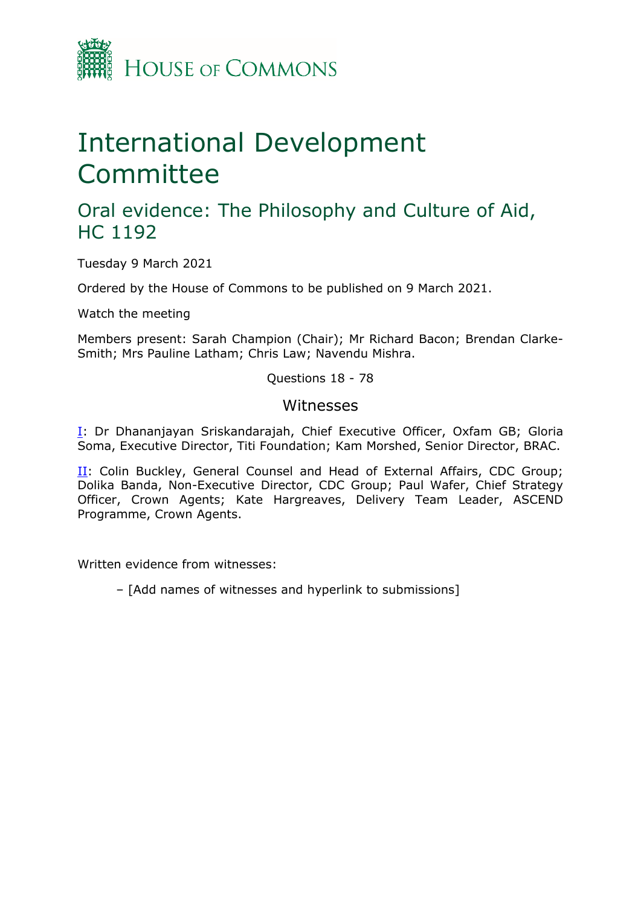HOUSE OF COMMONS

# International Development Committee

## Oral evidence: The Philosophy and Culture of Aid, HC 1192

Tuesday 9 March 2021

Ordered by the House of Commons to be published on 9 March 2021.

Watch the meeting

Members present: Sarah Champion (Chair); Mr Richard Bacon; Brendan Clarke-Smith; Mrs Pauline Latham; Chris Law; Navendu Mishra.

Questions 18 - 78

### Witnesses

I: Dr Dhananjayan Sriskandarajah, Chief Executive Officer, Oxfam GB; Gloria Soma, Executive Director, Titi Foundation; Kam Morshed, Senior Director, BRAC.

II: Colin Buckley, General Counsel and Head of External Affairs, CDC Group; Dolika Banda, Non-Executive Director, CDC Group; Paul Wafer, Chief Strategy Officer, Crown Agents; Kate Hargreaves, Delivery Team Leader, ASCEND Programme, Crown Agents.

Written evidence from witnesses:

– [Add names of witnesses and hyperlink to submissions]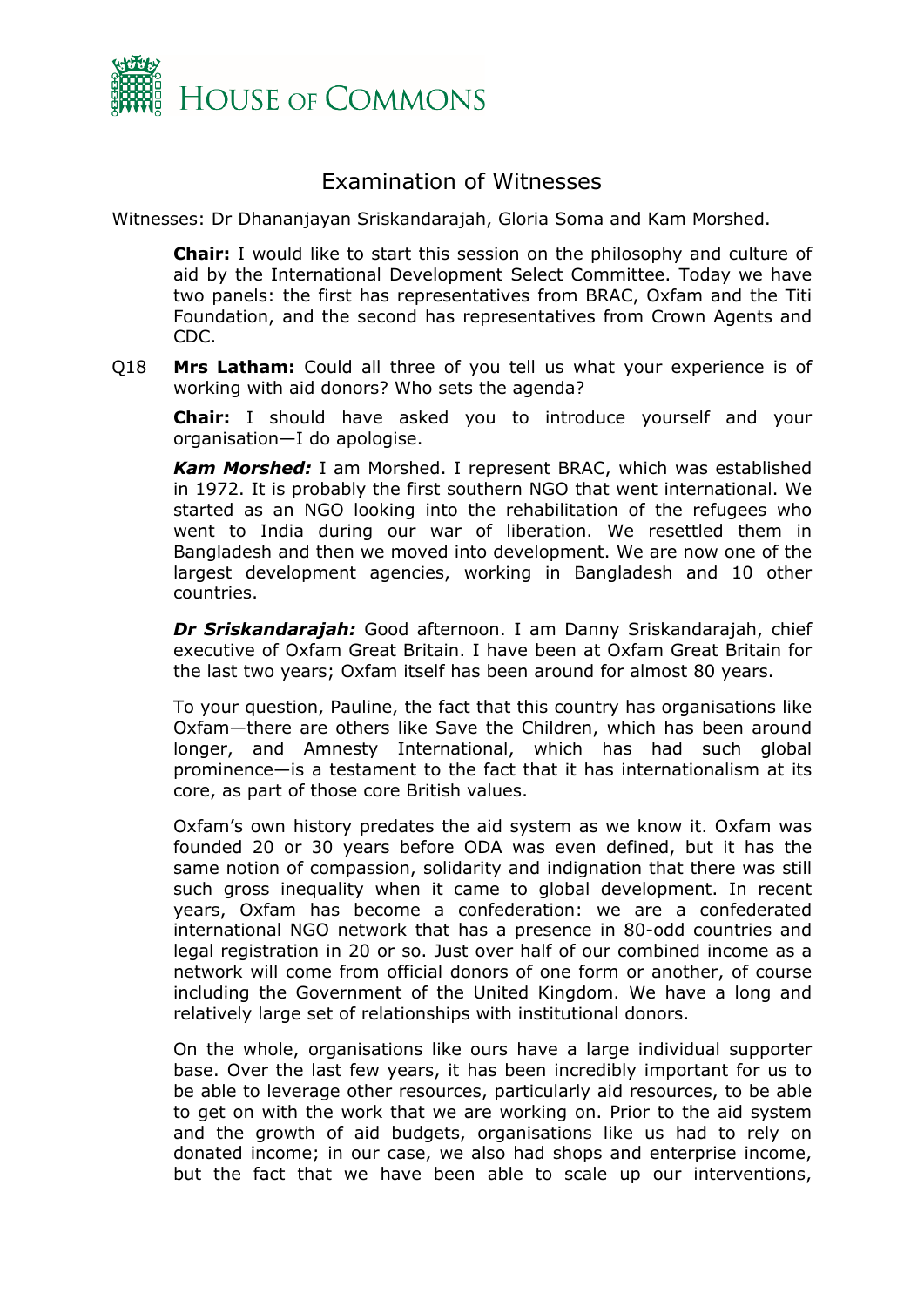# Examination of Witnesses

Witnesses: Dr Dhananjayan Sriskandarajah, Gloria Soma and Kam Morshed.

**Chair:** I would like to start this session on the philosophy and culture of aid by the International Development Select Committee. Today we have two panels: the first has representatives from BRAC, Oxfam and the Titi Foundation, and the second has representatives from Crown Agents and CDC.

Q18 **Mrs Latham:** Could all three of you tell us what your experience is of working with aid donors? Who sets the agenda?

**Chair:** I should have asked you to introduce yourself and your organisation—I do apologise.

***Kam Morshed:*** I am Morshed. I represent BRAC, which was established in 1972. It is probably the first southern NGO that went international. We started as an NGO looking into the rehabilitation of the refugees who went to India during our war of liberation. We resettled them in Bangladesh and then we moved into development. We are now one of the largest development agencies, working in Bangladesh and 10 other countries.

***Dr Sriskandarajah:*** Good afternoon. I am Danny Sriskandarajah, chief executive of Oxfam Great Britain. I have been at Oxfam Great Britain for the last two years; Oxfam itself has been around for almost 80 years.

To your question, Pauline, the fact that this country has organisations like Oxfam—there are others like Save the Children, which has been around longer, and Amnesty International, which has had such global prominence—is a testament to the fact that it has internationalism at its core, as part of those core British values.

Oxfam's own history predates the aid system as we know it. Oxfam was founded 20 or 30 years before ODA was even defined, but it has the same notion of compassion, solidarity and indignation that there was still such gross inequality when it came to global development. In recent years, Oxfam has become a confederation: we are a confederated international NGO network that has a presence in 80-odd countries and legal registration in 20 or so. Just over half of our combined income as a network will come from official donors of one form or another, of course including the Government of the United Kingdom. We have a long and relatively large set of relationships with institutional donors.

On the whole, organisations like ours have a large individual supporter base. Over the last few years, it has been incredibly important for us to be able to leverage other resources, particularly aid resources, to be able to get on with the work that we are working on. Prior to the aid system and the growth of aid budgets, organisations like us had to rely on donated income; in our case, we also had shops and enterprise income, but the fact that we have been able to scale up our interventions,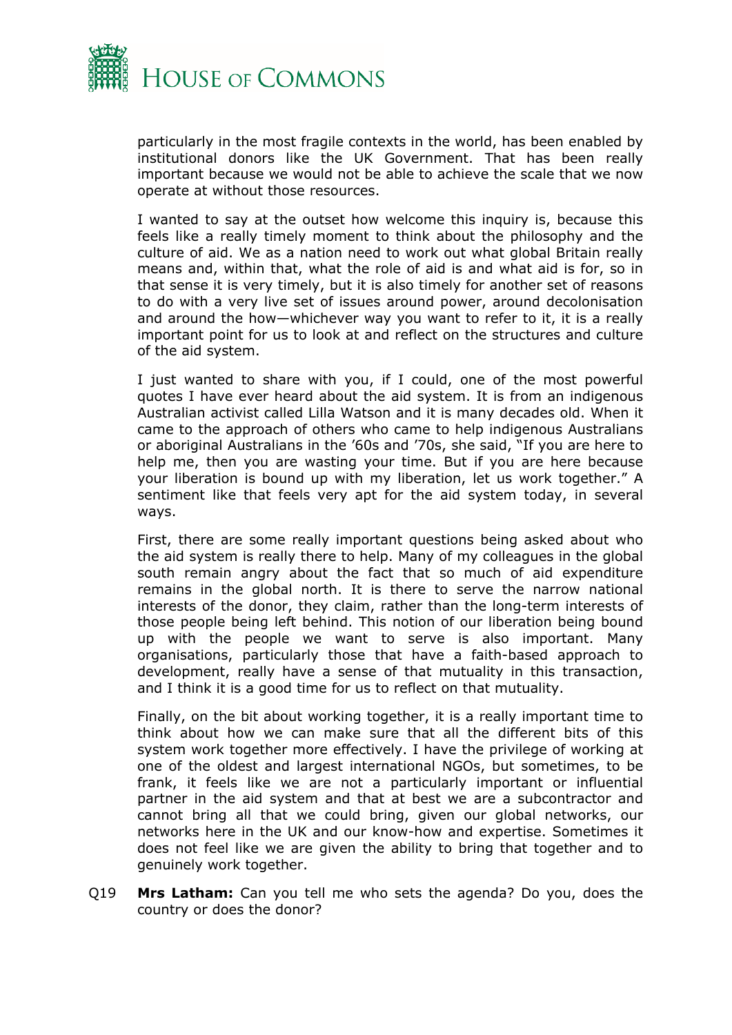particularly in the most fragile contexts in the world, has been enabled by institutional donors like the UK Government. That has been really important because we would not be able to achieve the scale that we now operate at without those resources.

I wanted to say at the outset how welcome this inquiry is, because this feels like a really timely moment to think about the philosophy and the culture of aid. We as a nation need to work out what global Britain really means and, within that, what the role of aid is and what aid is for, so in that sense it is very timely, but it is also timely for another set of reasons to do with a very live set of issues around power, around decolonisation and around the how—whichever way you want to refer to it, it is a really important point for us to look at and reflect on the structures and culture of the aid system.

I just wanted to share with you, if I could, one of the most powerful quotes I have ever heard about the aid system. It is from an indigenous Australian activist called Lilla Watson and it is many decades old. When it came to the approach of others who came to help indigenous Australians or aboriginal Australians in the ’60s and ’70s, she said, “If you are here to help me, then you are wasting your time. But if you are here because your liberation is bound up with my liberation, let us work together.” A sentiment like that feels very apt for the aid system today, in several ways.

First, there are some really important questions being asked about who the aid system is really there to help. Many of my colleagues in the global south remain angry about the fact that so much of aid expenditure remains in the global north. It is there to serve the narrow national interests of the donor, they claim, rather than the long-term interests of those people being left behind. This notion of our liberation being bound up with the people we want to serve is also important. Many organisations, particularly those that have a faith-based approach to development, really have a sense of that mutuality in this transaction, and I think it is a good time for us to reflect on that mutuality.

Finally, on the bit about working together, it is a really important time to think about how we can make sure that all the different bits of this system work together more effectively. I have the privilege of working at one of the oldest and largest international NGOs, but sometimes, to be frank, it feels like we are not a particularly important or influential partner in the aid system and that at best we are a subcontractor and cannot bring all that we could bring, given our global networks, our networks here in the UK and our know-how and expertise. Sometimes it does not feel like we are given the ability to bring that together and to genuinely work together.

Q19 **Mrs Latham:** Can you tell me who sets the agenda? Do you, does the country or does the donor?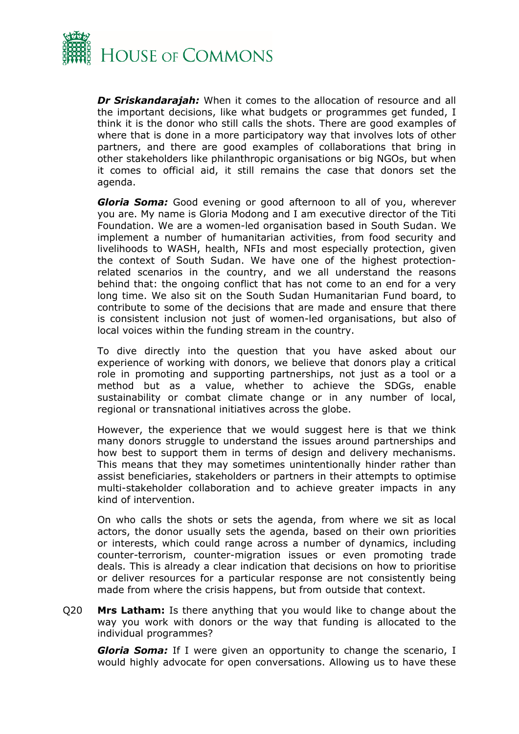***Dr Sriskandarajah:*** When it comes to the allocation of resource and all the important decisions, like what budgets or programmes get funded, I think it is the donor who still calls the shots. There are good examples of where that is done in a more participatory way that involves lots of other partners, and there are good examples of collaborations that bring in other stakeholders like philanthropic organisations or big NGOs, but when it comes to official aid, it still remains the case that donors set the agenda.

***Gloria Soma:*** Good evening or good afternoon to all of you, wherever you are. My name is Gloria Modong and I am executive director of the Titi Foundation. We are a women-led organisation based in South Sudan. We implement a number of humanitarian activities, from food security and livelihoods to WASH, health, NFIs and most especially protection, given the context of South Sudan. We have one of the highest protection-related scenarios in the country, and we all understand the reasons behind that: the ongoing conflict that has not come to an end for a very long time. We also sit on the South Sudan Humanitarian Fund board, to contribute to some of the decisions that are made and ensure that there is consistent inclusion not just of women-led organisations, but also of local voices within the funding stream in the country.

To dive directly into the question that you have asked about our experience of working with donors, we believe that donors play a critical role in promoting and supporting partnerships, not just as a tool or a method but as a value, whether to achieve the SDGs, enable sustainability or combat climate change or in any number of local, regional or transnational initiatives across the globe.

However, the experience that we would suggest here is that we think many donors struggle to understand the issues around partnerships and how best to support them in terms of design and delivery mechanisms. This means that they may sometimes unintentionally hinder rather than assist beneficiaries, stakeholders or partners in their attempts to optimise multi-stakeholder collaboration and to achieve greater impacts in any kind of intervention.

On who calls the shots or sets the agenda, from where we sit as local actors, the donor usually sets the agenda, based on their own priorities or interests, which could range across a number of dynamics, including counter-terrorism, counter-migration issues or even promoting trade deals. This is already a clear indication that decisions on how to prioritise or deliver resources for a particular response are not consistently being made from where the crisis happens, but from outside that context.

Q20 **Mrs Latham:** Is there anything that you would like to change about the way you work with donors or the way that funding is allocated to the individual programmes?

***Gloria Soma:*** If I were given an opportunity to change the scenario, I would highly advocate for open conversations. Allowing us to have these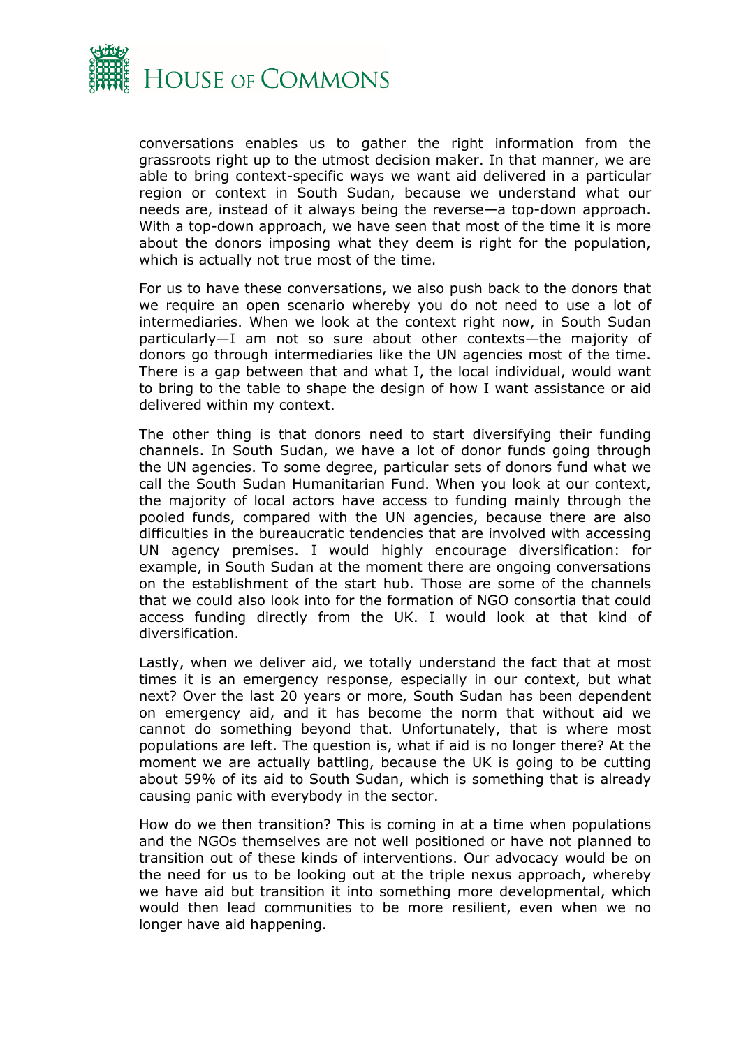conversations enables us to gather the right information from the grassroots right up to the utmost decision maker. In that manner, we are able to bring context-specific ways we want aid delivered in a particular region or context in South Sudan, because we understand what our needs are, instead of it always being the reverse—a top-down approach. With a top-down approach, we have seen that most of the time it is more about the donors imposing what they deem is right for the population, which is actually not true most of the time.

For us to have these conversations, we also push back to the donors that we require an open scenario whereby you do not need to use a lot of intermediaries. When we look at the context right now, in South Sudan particularly—I am not so sure about other contexts—the majority of donors go through intermediaries like the UN agencies most of the time. There is a gap between that and what I, the local individual, would want to bring to the table to shape the design of how I want assistance or aid delivered within my context.

The other thing is that donors need to start diversifying their funding channels. In South Sudan, we have a lot of donor funds going through the UN agencies. To some degree, particular sets of donors fund what we call the South Sudan Humanitarian Fund. When you look at our context, the majority of local actors have access to funding mainly through the pooled funds, compared with the UN agencies, because there are also difficulties in the bureaucratic tendencies that are involved with accessing UN agency premises. I would highly encourage diversification: for example, in South Sudan at the moment there are ongoing conversations on the establishment of the start hub. Those are some of the channels that we could also look into for the formation of NGO consortia that could access funding directly from the UK. I would look at that kind of diversification.

Lastly, when we deliver aid, we totally understand the fact that at most times it is an emergency response, especially in our context, but what next? Over the last 20 years or more, South Sudan has been dependent on emergency aid, and it has become the norm that without aid we cannot do something beyond that. Unfortunately, that is where most populations are left. The question is, what if aid is no longer there? At the moment we are actually battling, because the UK is going to be cutting about 59% of its aid to South Sudan, which is something that is already causing panic with everybody in the sector.

How do we then transition? This is coming in at a time when populations and the NGOs themselves are not well positioned or have not planned to transition out of these kinds of interventions. Our advocacy would be on the need for us to be looking out at the triple nexus approach, whereby we have aid but transition it into something more developmental, which would then lead communities to be more resilient, even when we no longer have aid happening.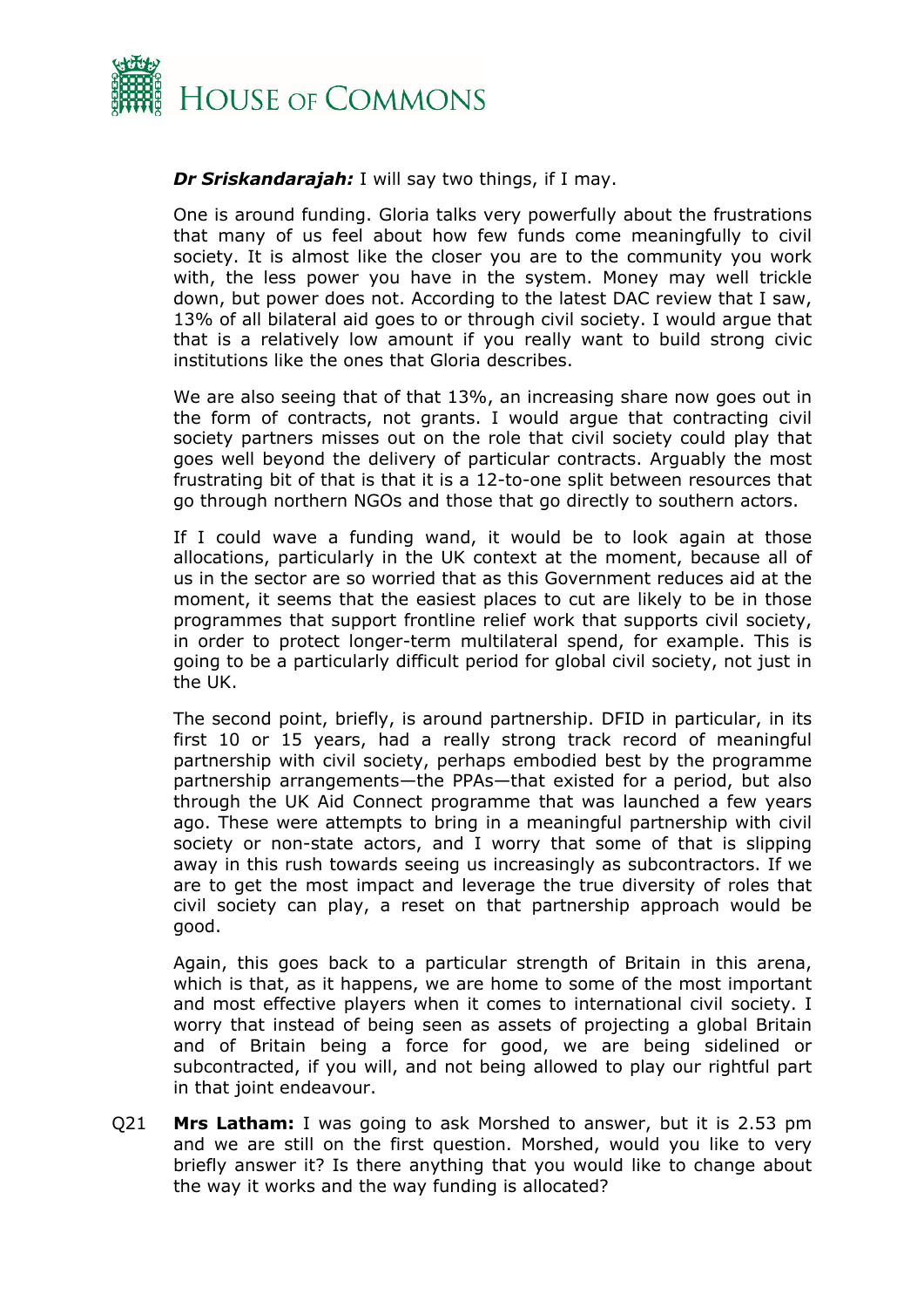***Dr Sriskandarajah:*** I will say two things, if I may.

One is around funding. Gloria talks very powerfully about the frustrations that many of us feel about how few funds come meaningfully to civil society. It is almost like the closer you are to the community you work with, the less power you have in the system. Money may well trickle down, but power does not. According to the latest DAC review that I saw, 13% of all bilateral aid goes to or through civil society. I would argue that that is a relatively low amount if you really want to build strong civic institutions like the ones that Gloria describes.

We are also seeing that of that 13%, an increasing share now goes out in the form of contracts, not grants. I would argue that contracting civil society partners misses out on the role that civil society could play that goes well beyond the delivery of particular contracts. Arguably the most frustrating bit of that is that it is a 12-to-one split between resources that go through northern NGOs and those that go directly to southern actors.

If I could wave a funding wand, it would be to look again at those allocations, particularly in the UK context at the moment, because all of us in the sector are so worried that as this Government reduces aid at the moment, it seems that the easiest places to cut are likely to be in those programmes that support frontline relief work that supports civil society, in order to protect longer-term multilateral spend, for example. This is going to be a particularly difficult period for global civil society, not just in the UK.

The second point, briefly, is around partnership. DFID in particular, in its first 10 or 15 years, had a really strong track record of meaningful partnership with civil society, perhaps embodied best by the programme partnership arrangements—the PPAs—that existed for a period, but also through the UK Aid Connect programme that was launched a few years ago. These were attempts to bring in a meaningful partnership with civil society or non-state actors, and I worry that some of that is slipping away in this rush towards seeing us increasingly as subcontractors. If we are to get the most impact and leverage the true diversity of roles that civil society can play, a reset on that partnership approach would be good.

Again, this goes back to a particular strength of Britain in this arena, which is that, as it happens, we are home to some of the most important and most effective players when it comes to international civil society. I worry that instead of being seen as assets of projecting a global Britain and of Britain being a force for good, we are being sidelined or subcontracted, if you will, and not being allowed to play our rightful part in that joint endeavour.

Q21 **Mrs Latham:** I was going to ask Morshed to answer, but it is 2.53 pm and we are still on the first question. Morshed, would you like to very briefly answer it? Is there anything that you would like to change about the way it works and the way funding is allocated?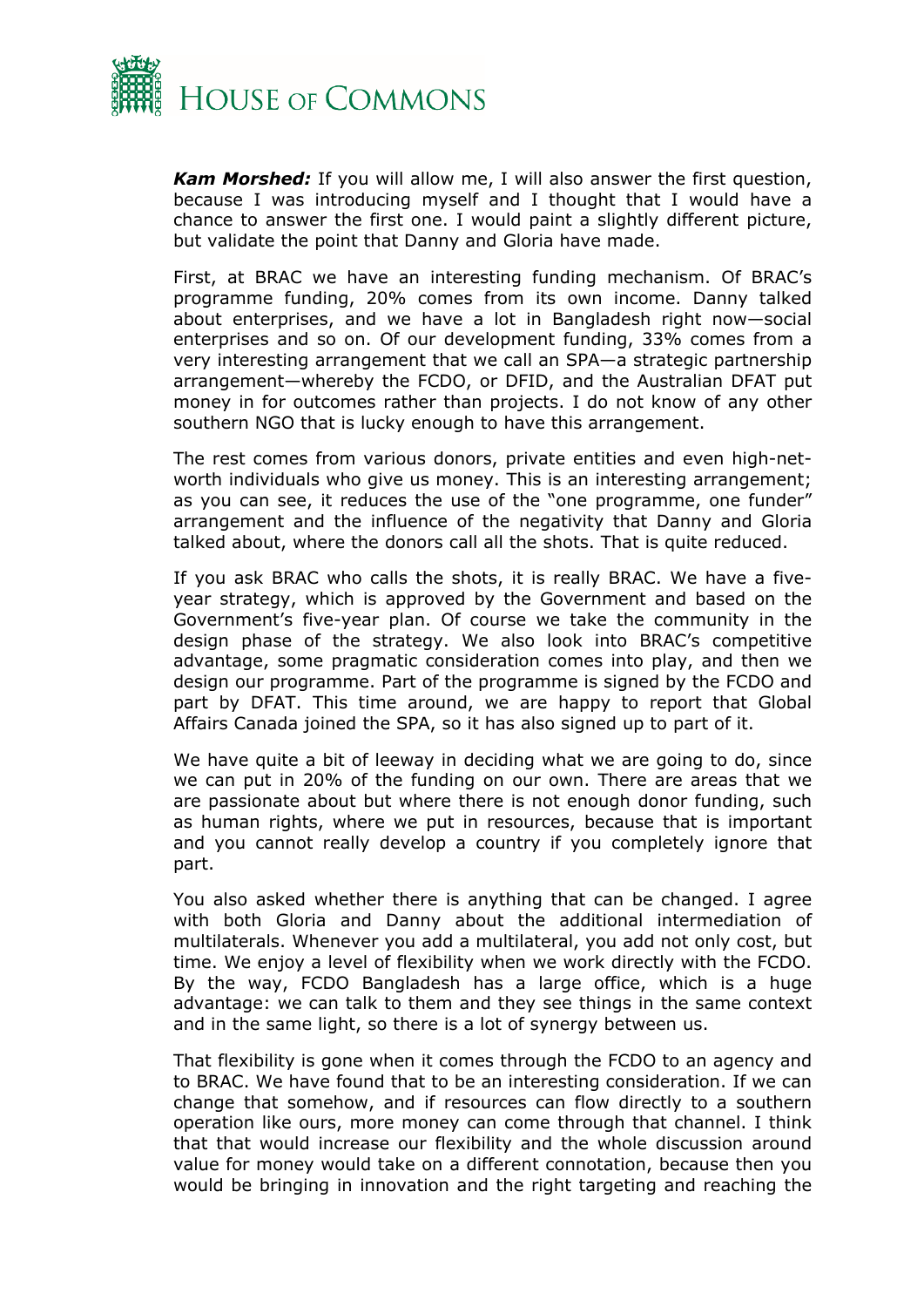***Kam Morshed:*** If you will allow me, I will also answer the first question, because I was introducing myself and I thought that I would have a chance to answer the first one. I would paint a slightly different picture, but validate the point that Danny and Gloria have made.

First, at BRAC we have an interesting funding mechanism. Of BRAC's programme funding, 20% comes from its own income. Danny talked about enterprises, and we have a lot in Bangladesh right now—social enterprises and so on. Of our development funding, 33% comes from a very interesting arrangement that we call an SPA—a strategic partnership arrangement—whereby the FCDO, or DFID, and the Australian DFAT put money in for outcomes rather than projects. I do not know of any other southern NGO that is lucky enough to have this arrangement.

The rest comes from various donors, private entities and even high-net-worth individuals who give us money. This is an interesting arrangement; as you can see, it reduces the use of the "one programme, one funder" arrangement and the influence of the negativity that Danny and Gloria talked about, where the donors call all the shots. That is quite reduced.

If you ask BRAC who calls the shots, it is really BRAC. We have a five-year strategy, which is approved by the Government and based on the Government's five-year plan. Of course we take the community in the design phase of the strategy. We also look into BRAC's competitive advantage, some pragmatic consideration comes into play, and then we design our programme. Part of the programme is signed by the FCDO and part by DFAT. This time around, we are happy to report that Global Affairs Canada joined the SPA, so it has also signed up to part of it.

We have quite a bit of leeway in deciding what we are going to do, since we can put in 20% of the funding on our own. There are areas that we are passionate about but where there is not enough donor funding, such as human rights, where we put in resources, because that is important and you cannot really develop a country if you completely ignore that part.

You also asked whether there is anything that can be changed. I agree with both Gloria and Danny about the additional intermediation of multilaterals. Whenever you add a multilateral, you add not only cost, but time. We enjoy a level of flexibility when we work directly with the FCDO. By the way, FCDO Bangladesh has a large office, which is a huge advantage: we can talk to them and they see things in the same context and in the same light, so there is a lot of synergy between us.

That flexibility is gone when it comes through the FCDO to an agency and to BRAC. We have found that to be an interesting consideration. If we can change that somehow, and if resources can flow directly to a southern operation like ours, more money can come through that channel. I think that that would increase our flexibility and the whole discussion around value for money would take on a different connotation, because then you would be bringing in innovation and the right targeting and reaching the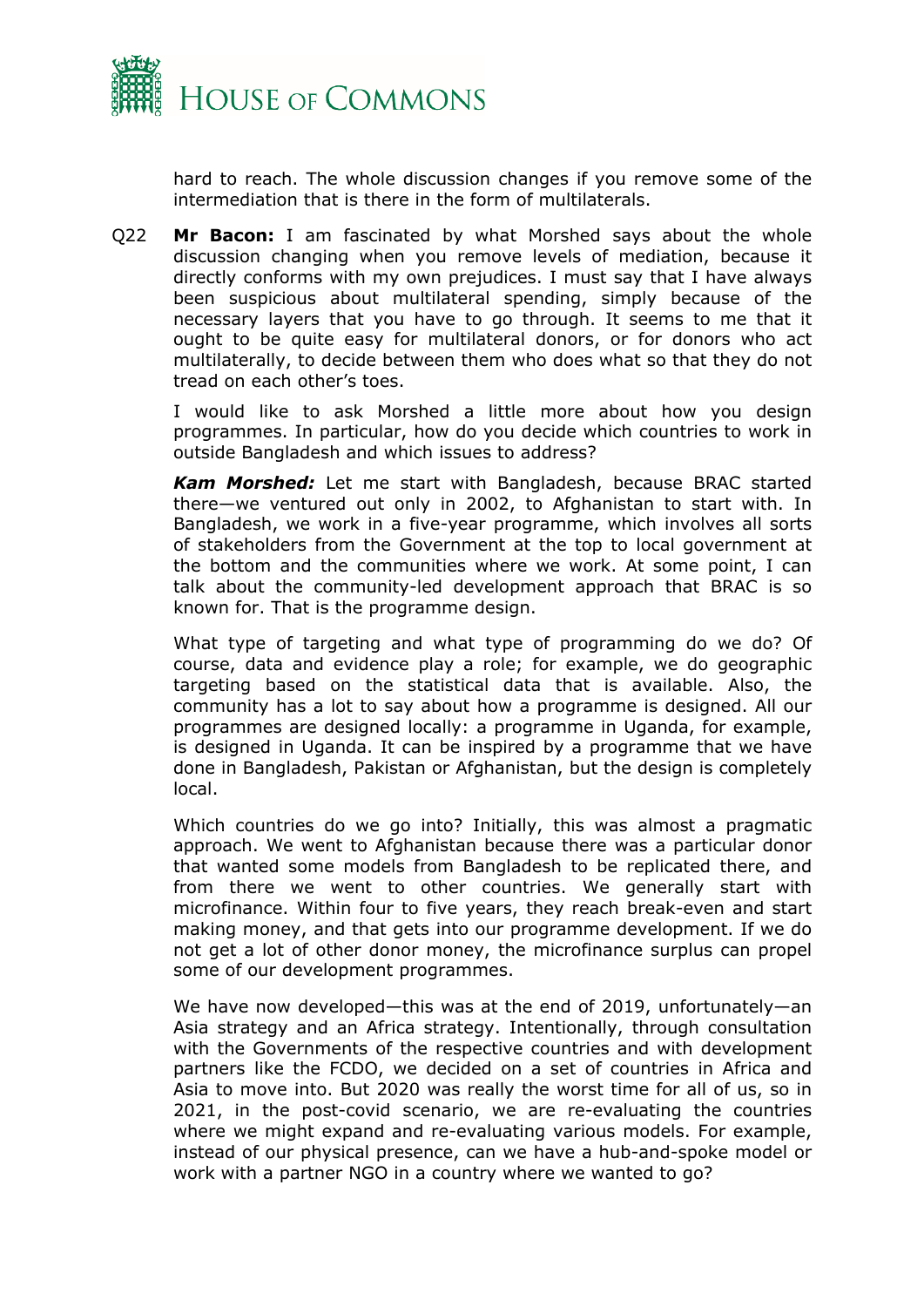hard to reach. The whole discussion changes if you remove some of the intermediation that is there in the form of multilaterals.

Q22 **Mr Bacon:** I am fascinated by what Morshed says about the whole discussion changing when you remove levels of mediation, because it directly conforms with my own prejudices. I must say that I have always been suspicious about multilateral spending, simply because of the necessary layers that you have to go through. It seems to me that it ought to be quite easy for multilateral donors, or for donors who act multilaterally, to decide between them who does what so that they do not tread on each other's toes.

I would like to ask Morshed a little more about how you design programmes. In particular, how do you decide which countries to work in outside Bangladesh and which issues to address?

***Kam Morshed:*** Let me start with Bangladesh, because BRAC started there—we ventured out only in 2002, to Afghanistan to start with. In Bangladesh, we work in a five-year programme, which involves all sorts of stakeholders from the Government at the top to local government at the bottom and the communities where we work. At some point, I can talk about the community-led development approach that BRAC is so known for. That is the programme design.

What type of targeting and what type of programming do we do? Of course, data and evidence play a role; for example, we do geographic targeting based on the statistical data that is available. Also, the community has a lot to say about how a programme is designed. All our programmes are designed locally: a programme in Uganda, for example, is designed in Uganda. It can be inspired by a programme that we have done in Bangladesh, Pakistan or Afghanistan, but the design is completely local.

Which countries do we go into? Initially, this was almost a pragmatic approach. We went to Afghanistan because there was a particular donor that wanted some models from Bangladesh to be replicated there, and from there we went to other countries. We generally start with microfinance. Within four to five years, they reach break-even and start making money, and that gets into our programme development. If we do not get a lot of other donor money, the microfinance surplus can propel some of our development programmes.

We have now developed—this was at the end of 2019, unfortunately—an Asia strategy and an Africa strategy. Intentionally, through consultation with the Governments of the respective countries and with development partners like the FCDO, we decided on a set of countries in Africa and Asia to move into. But 2020 was really the worst time for all of us, so in 2021, in the post-covid scenario, we are re-evaluating the countries where we might expand and re-evaluating various models. For example, instead of our physical presence, can we have a hub-and-spoke model or work with a partner NGO in a country where we wanted to go?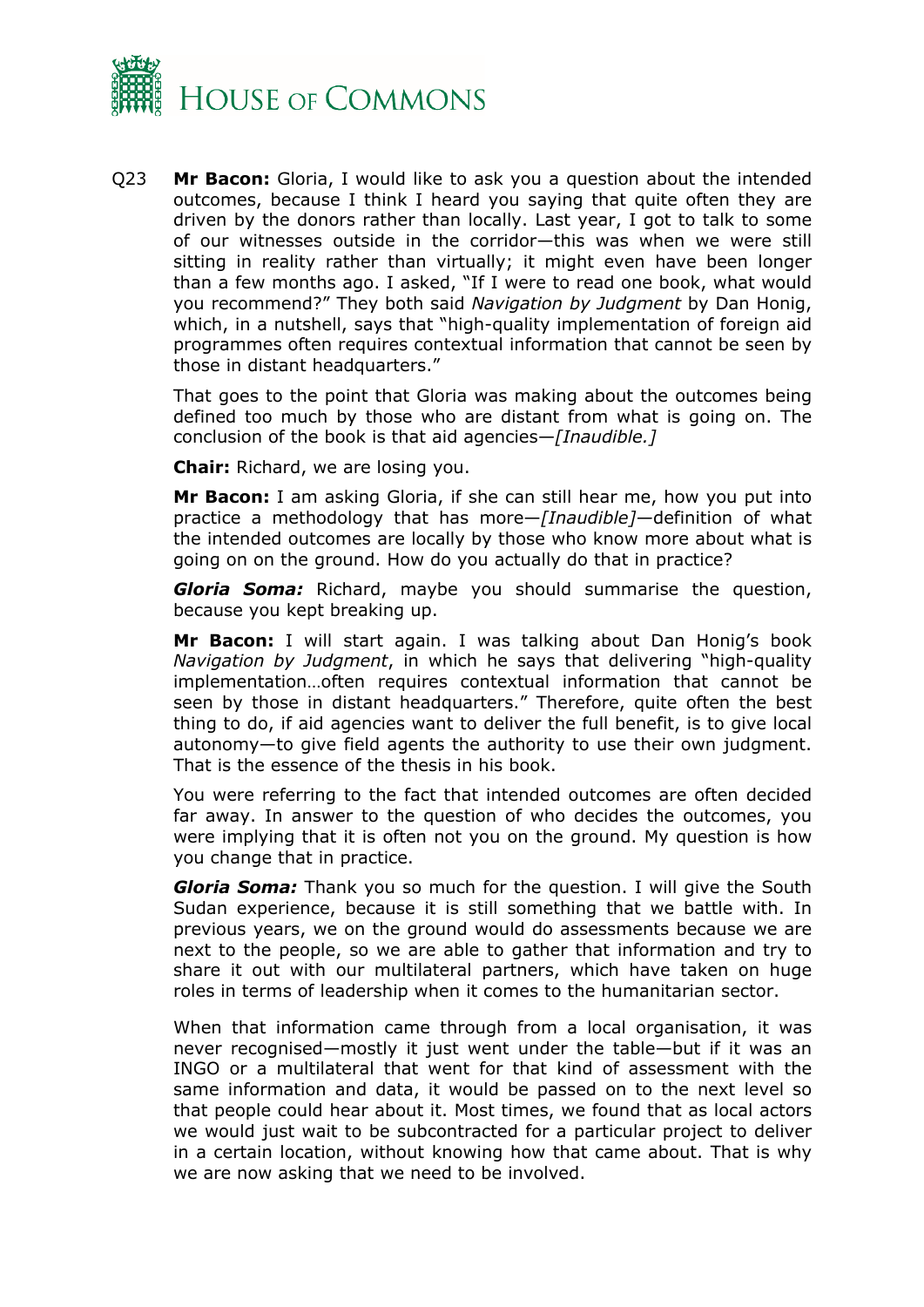Q23 **Mr Bacon:** Gloria, I would like to ask you a question about the intended outcomes, because I think I heard you saying that quite often they are driven by the donors rather than locally. Last year, I got to talk to some of our witnesses outside in the corridor—this was when we were still sitting in reality rather than virtually; it might even have been longer than a few months ago. I asked, "If I were to read one book, what would you recommend?" They both said *Navigation by Judgment* by Dan Honig, which, in a nutshell, says that "high-quality implementation of foreign aid programmes often requires contextual information that cannot be seen by those in distant headquarters."

That goes to the point that Gloria was making about the outcomes being defined too much by those who are distant from what is going on. The conclusion of the book is that aid agencies—*[Inaudible.]*

**Chair:** Richard, we are losing you.

**Mr Bacon:** I am asking Gloria, if she can still hear me, how you put into practice a methodology that has more—*[Inaudible]*—definition of what the intended outcomes are locally by those who know more about what is going on on the ground. How do you actually do that in practice?

***Gloria Soma:*** Richard, maybe you should summarise the question, because you kept breaking up.

**Mr Bacon:** I will start again. I was talking about Dan Honig's book *Navigation by Judgment*, in which he says that delivering "high-quality implementation…often requires contextual information that cannot be seen by those in distant headquarters." Therefore, quite often the best thing to do, if aid agencies want to deliver the full benefit, is to give local autonomy—to give field agents the authority to use their own judgment. That is the essence of the thesis in his book.

You were referring to the fact that intended outcomes are often decided far away. In answer to the question of who decides the outcomes, you were implying that it is often not you on the ground. My question is how you change that in practice.

***Gloria Soma:*** Thank you so much for the question. I will give the South Sudan experience, because it is still something that we battle with. In previous years, we on the ground would do assessments because we are next to the people, so we are able to gather that information and try to share it out with our multilateral partners, which have taken on huge roles in terms of leadership when it comes to the humanitarian sector.

When that information came through from a local organisation, it was never recognised—mostly it just went under the table—but if it was an INGO or a multilateral that went for that kind of assessment with the same information and data, it would be passed on to the next level so that people could hear about it. Most times, we found that as local actors we would just wait to be subcontracted for a particular project to deliver in a certain location, without knowing how that came about. That is why we are now asking that we need to be involved.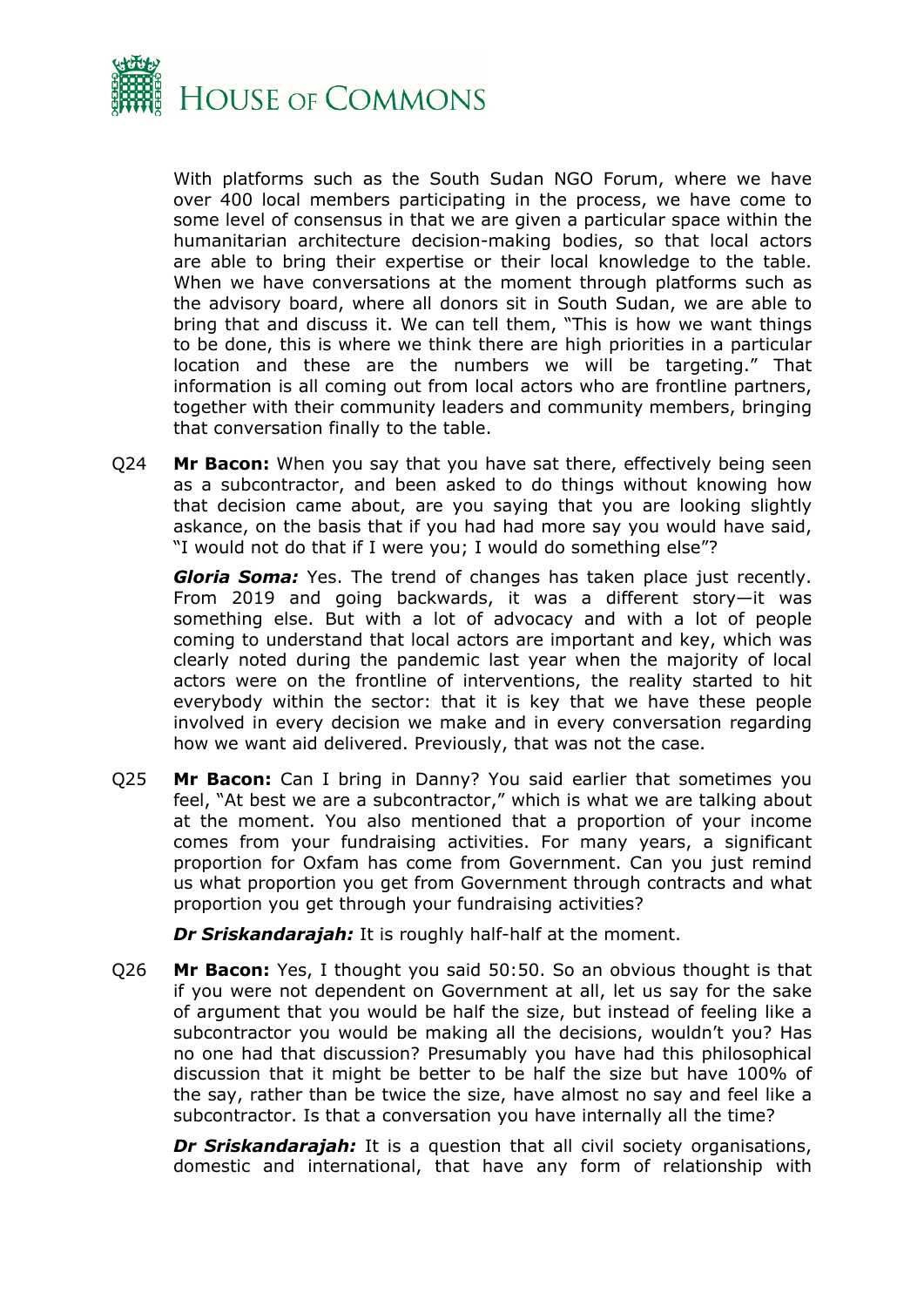With platforms such as the South Sudan NGO Forum, where we have over 400 local members participating in the process, we have come to some level of consensus in that we are given a particular space within the humanitarian architecture decision-making bodies, so that local actors are able to bring their expertise or their local knowledge to the table. When we have conversations at the moment through platforms such as the advisory board, where all donors sit in South Sudan, we are able to bring that and discuss it. We can tell them, "This is how we want things to be done, this is where we think there are high priorities in a particular location and these are the numbers we will be targeting." That information is all coming out from local actors who are frontline partners, together with their community leaders and community members, bringing that conversation finally to the table.

Q24 **Mr Bacon:** When you say that you have sat there, effectively being seen as a subcontractor, and been asked to do things without knowing how that decision came about, are you saying that you are looking slightly askance, on the basis that if you had had more say you would have said, "I would not do that if I were you; I would do something else"?

***Gloria Soma:*** Yes. The trend of changes has taken place just recently. From 2019 and going backwards, it was a different story—it was something else. But with a lot of advocacy and with a lot of people coming to understand that local actors are important and key, which was clearly noted during the pandemic last year when the majority of local actors were on the frontline of interventions, the reality started to hit everybody within the sector: that it is key that we have these people involved in every decision we make and in every conversation regarding how we want aid delivered. Previously, that was not the case.

Q25 **Mr Bacon:** Can I bring in Danny? You said earlier that sometimes you feel, "At best we are a subcontractor," which is what we are talking about at the moment. You also mentioned that a proportion of your income comes from your fundraising activities. For many years, a significant proportion for Oxfam has come from Government. Can you just remind us what proportion you get from Government through contracts and what proportion you get through your fundraising activities?

***Dr Sriskandarajah:*** It is roughly half-half at the moment.

Q26 **Mr Bacon:** Yes, I thought you said 50:50. So an obvious thought is that if you were not dependent on Government at all, let us say for the sake of argument that you would be half the size, but instead of feeling like a subcontractor you would be making all the decisions, wouldn't you? Has no one had that discussion? Presumably you have had this philosophical discussion that it might be better to be half the size but have 100% of the say, rather than be twice the size, have almost no say and feel like a subcontractor. Is that a conversation you have internally all the time?

***Dr Sriskandarajah:*** It is a question that all civil society organisations, domestic and international, that have any form of relationship with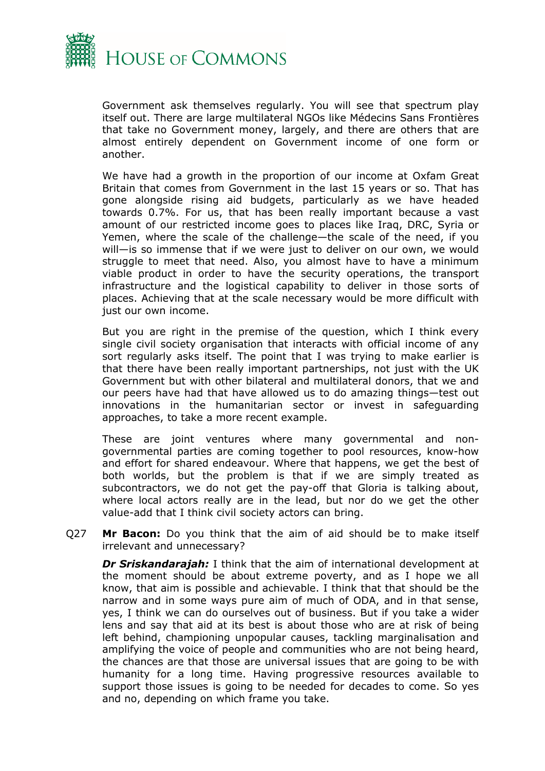Government ask themselves regularly. You will see that spectrum play itself out. There are large multilateral NGOs like Médecins Sans Frontières that take no Government money, largely, and there are others that are almost entirely dependent on Government income of one form or another.

We have had a growth in the proportion of our income at Oxfam Great Britain that comes from Government in the last 15 years or so. That has gone alongside rising aid budgets, particularly as we have headed towards 0.7%. For us, that has been really important because a vast amount of our restricted income goes to places like Iraq, DRC, Syria or Yemen, where the scale of the challenge—the scale of the need, if you will—is so immense that if we were just to deliver on our own, we would struggle to meet that need. Also, you almost have to have a minimum viable product in order to have the security operations, the transport infrastructure and the logistical capability to deliver in those sorts of places. Achieving that at the scale necessary would be more difficult with just our own income.

But you are right in the premise of the question, which I think every single civil society organisation that interacts with official income of any sort regularly asks itself. The point that I was trying to make earlier is that there have been really important partnerships, not just with the UK Government but with other bilateral and multilateral donors, that we and our peers have had that have allowed us to do amazing things—test out innovations in the humanitarian sector or invest in safeguarding approaches, to take a more recent example.

These are joint ventures where many governmental and non-governmental parties are coming together to pool resources, know-how and effort for shared endeavour. Where that happens, we get the best of both worlds, but the problem is that if we are simply treated as subcontractors, we do not get the pay-off that Gloria is talking about, where local actors really are in the lead, but nor do we get the other value-add that I think civil society actors can bring.

Q27 **Mr Bacon:** Do you think that the aim of aid should be to make itself irrelevant and unnecessary?

***Dr Sriskandarajah:*** I think that the aim of international development at the moment should be about extreme poverty, and as I hope we all know, that aim is possible and achievable. I think that that should be the narrow and in some ways pure aim of much of ODA, and in that sense, yes, I think we can do ourselves out of business. But if you take a wider lens and say that aid at its best is about those who are at risk of being left behind, championing unpopular causes, tackling marginalisation and amplifying the voice of people and communities who are not being heard, the chances are that those are universal issues that are going to be with humanity for a long time. Having progressive resources available to support those issues is going to be needed for decades to come. So yes and no, depending on which frame you take.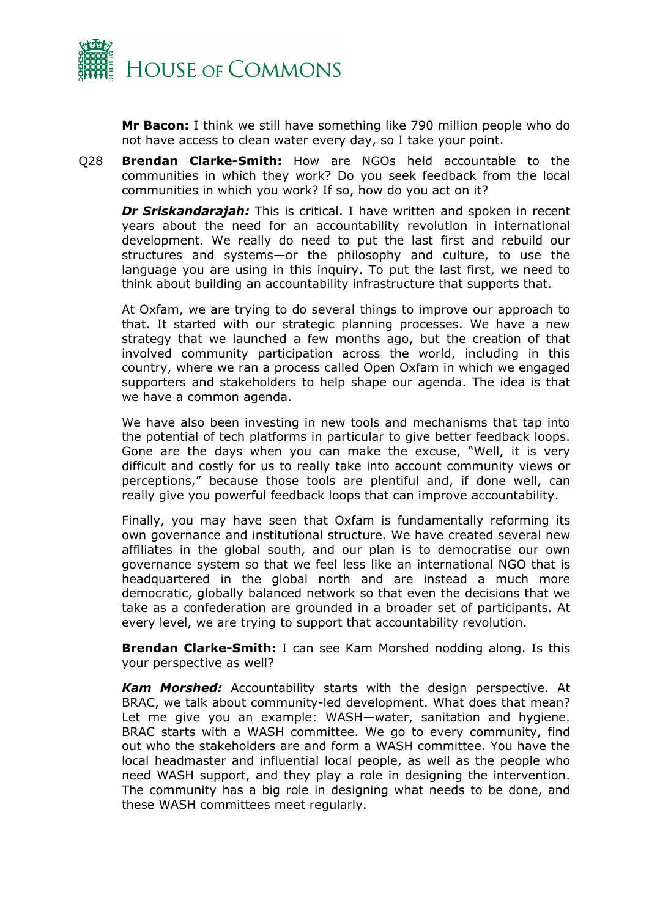**Mr Bacon:** I think we still have something like 790 million people who do not have access to clean water every day, so I take your point.

Q28 **Brendan Clarke-Smith:** How are NGOs held accountable to the communities in which they work? Do you seek feedback from the local communities in which you work? If so, how do you act on it?

***Dr Sriskandarajah:*** This is critical. I have written and spoken in recent years about the need for an accountability revolution in international development. We really do need to put the last first and rebuild our structures and systems—or the philosophy and culture, to use the language you are using in this inquiry. To put the last first, we need to think about building an accountability infrastructure that supports that.

At Oxfam, we are trying to do several things to improve our approach to that. It started with our strategic planning processes. We have a new strategy that we launched a few months ago, but the creation of that involved community participation across the world, including in this country, where we ran a process called Open Oxfam in which we engaged supporters and stakeholders to help shape our agenda. The idea is that we have a common agenda.

We have also been investing in new tools and mechanisms that tap into the potential of tech platforms in particular to give better feedback loops. Gone are the days when you can make the excuse, "Well, it is very difficult and costly for us to really take into account community views or perceptions," because those tools are plentiful and, if done well, can really give you powerful feedback loops that can improve accountability.

Finally, you may have seen that Oxfam is fundamentally reforming its own governance and institutional structure. We have created several new affiliates in the global south, and our plan is to democratise our own governance system so that we feel less like an international NGO that is headquartered in the global north and are instead a much more democratic, globally balanced network so that even the decisions that we take as a confederation are grounded in a broader set of participants. At every level, we are trying to support that accountability revolution.

**Brendan Clarke-Smith:** I can see Kam Morshed nodding along. Is this your perspective as well?

***Kam Morshed:*** Accountability starts with the design perspective. At BRAC, we talk about community-led development. What does that mean? Let me give you an example: WASH—water, sanitation and hygiene. BRAC starts with a WASH committee. We go to every community, find out who the stakeholders are and form a WASH committee. You have the local headmaster and influential local people, as well as the people who need WASH support, and they play a role in designing the intervention. The community has a big role in designing what needs to be done, and these WASH committees meet regularly.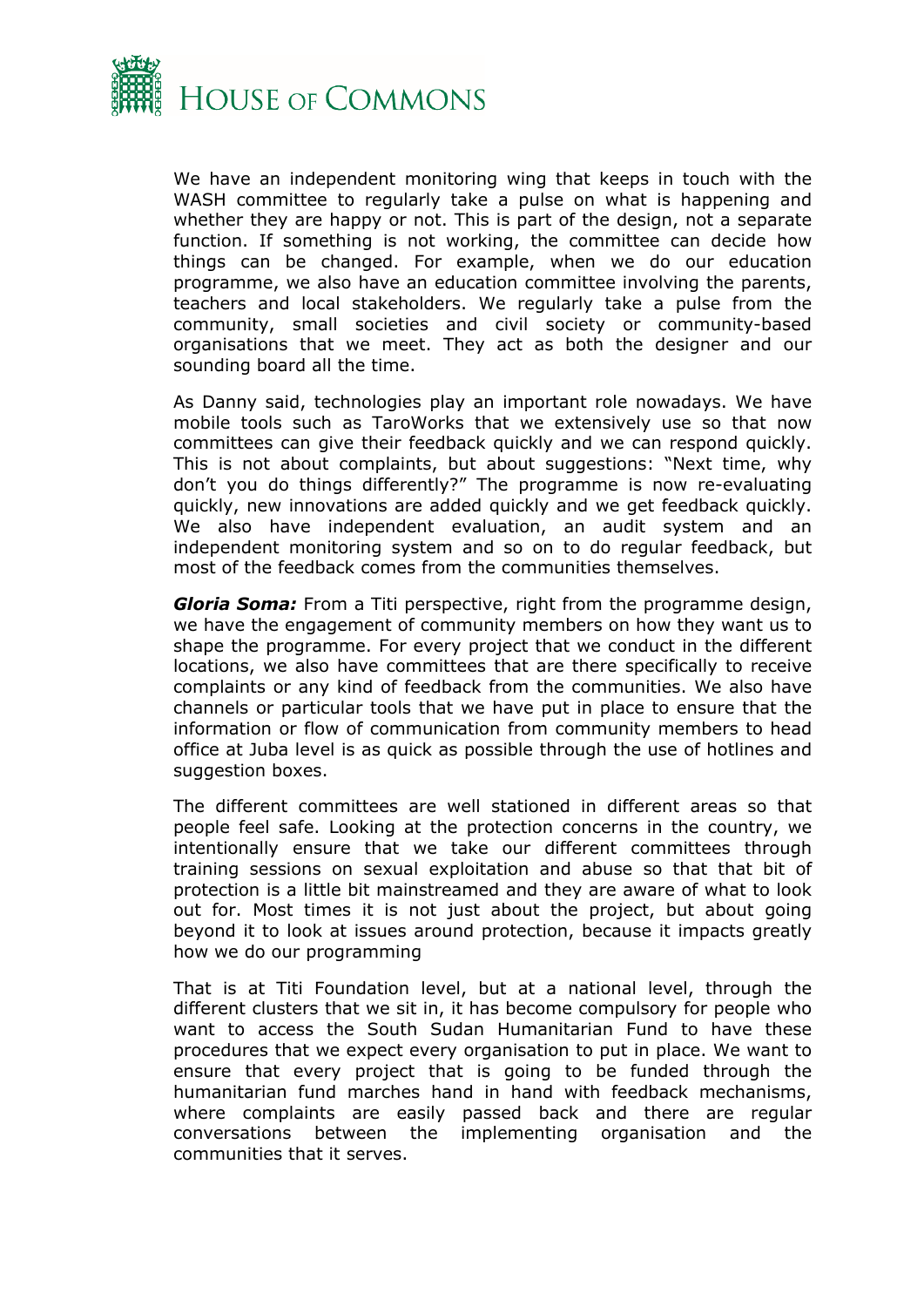We have an independent monitoring wing that keeps in touch with the WASH committee to regularly take a pulse on what is happening and whether they are happy or not. This is part of the design, not a separate function. If something is not working, the committee can decide how things can be changed. For example, when we do our education programme, we also have an education committee involving the parents, teachers and local stakeholders. We regularly take a pulse from the community, small societies and civil society or community-based organisations that we meet. They act as both the designer and our sounding board all the time.

As Danny said, technologies play an important role nowadays. We have mobile tools such as TaroWorks that we extensively use so that now committees can give their feedback quickly and we can respond quickly. This is not about complaints, but about suggestions: "Next time, why don't you do things differently?" The programme is now re-evaluating quickly, new innovations are added quickly and we get feedback quickly. We also have independent evaluation, an audit system and an independent monitoring system and so on to do regular feedback, but most of the feedback comes from the communities themselves.

***Gloria Soma:*** From a Titi perspective, right from the programme design, we have the engagement of community members on how they want us to shape the programme. For every project that we conduct in the different locations, we also have committees that are there specifically to receive complaints or any kind of feedback from the communities. We also have channels or particular tools that we have put in place to ensure that the information or flow of communication from community members to head office at Juba level is as quick as possible through the use of hotlines and suggestion boxes.

The different committees are well stationed in different areas so that people feel safe. Looking at the protection concerns in the country, we intentionally ensure that we take our different committees through training sessions on sexual exploitation and abuse so that that bit of protection is a little bit mainstreamed and they are aware of what to look out for. Most times it is not just about the project, but about going beyond it to look at issues around protection, because it impacts greatly how we do our programming

That is at Titi Foundation level, but at a national level, through the different clusters that we sit in, it has become compulsory for people who want to access the South Sudan Humanitarian Fund to have these procedures that we expect every organisation to put in place. We want to ensure that every project that is going to be funded through the humanitarian fund marches hand in hand with feedback mechanisms, where complaints are easily passed back and there are regular conversations between the implementing organisation and the communities that it serves.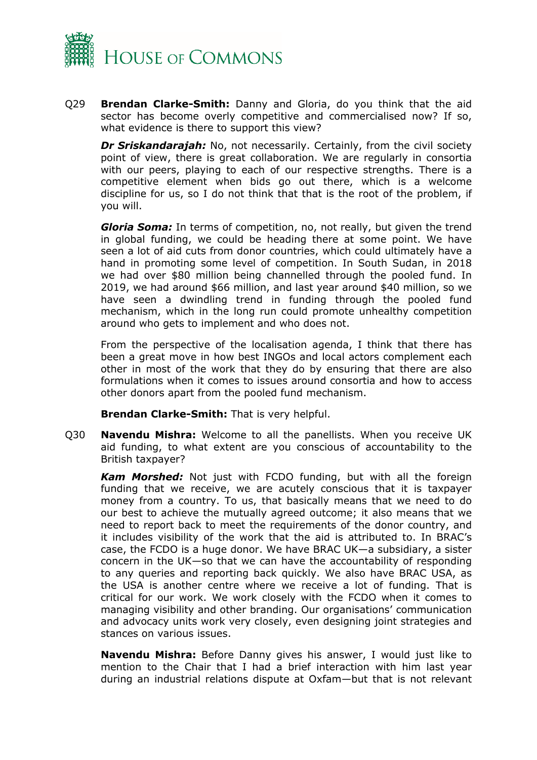Q29 **Brendan Clarke-Smith:** Danny and Gloria, do you think that the aid sector has become overly competitive and commercialised now? If so, what evidence is there to support this view?

***Dr Sriskandarajah:*** No, not necessarily. Certainly, from the civil society point of view, there is great collaboration. We are regularly in consortia with our peers, playing to each of our respective strengths. There is a competitive element when bids go out there, which is a welcome discipline for us, so I do not think that that is the root of the problem, if you will.

***Gloria Soma:*** In terms of competition, no, not really, but given the trend in global funding, we could be heading there at some point. We have seen a lot of aid cuts from donor countries, which could ultimately have a hand in promoting some level of competition. In South Sudan, in 2018 we had over $80 million being channelled through the pooled fund. In 2019, we had around $66 million, and last year around $40 million, so we have seen a dwindling trend in funding through the pooled fund mechanism, which in the long run could promote unhealthy competition around who gets to implement and who does not.

From the perspective of the localisation agenda, I think that there has been a great move in how best INGOs and local actors complement each other in most of the work that they do by ensuring that there are also formulations when it comes to issues around consortia and how to access other donors apart from the pooled fund mechanism.

**Brendan Clarke-Smith:** That is very helpful.

Q30 **Navendu Mishra:** Welcome to all the panellists. When you receive UK aid funding, to what extent are you conscious of accountability to the British taxpayer?

***Kam Morshed:*** Not just with FCDO funding, but with all the foreign funding that we receive, we are acutely conscious that it is taxpayer money from a country. To us, that basically means that we need to do our best to achieve the mutually agreed outcome; it also means that we need to report back to meet the requirements of the donor country, and it includes visibility of the work that the aid is attributed to. In BRAC's case, the FCDO is a huge donor. We have BRAC UK—a subsidiary, a sister concern in the UK—so that we can have the accountability of responding to any queries and reporting back quickly. We also have BRAC USA, as the USA is another centre where we receive a lot of funding. That is critical for our work. We work closely with the FCDO when it comes to managing visibility and other branding. Our organisations' communication and advocacy units work very closely, even designing joint strategies and stances on various issues.

**Navendu Mishra:** Before Danny gives his answer, I would just like to mention to the Chair that I had a brief interaction with him last year during an industrial relations dispute at Oxfam—but that is not relevant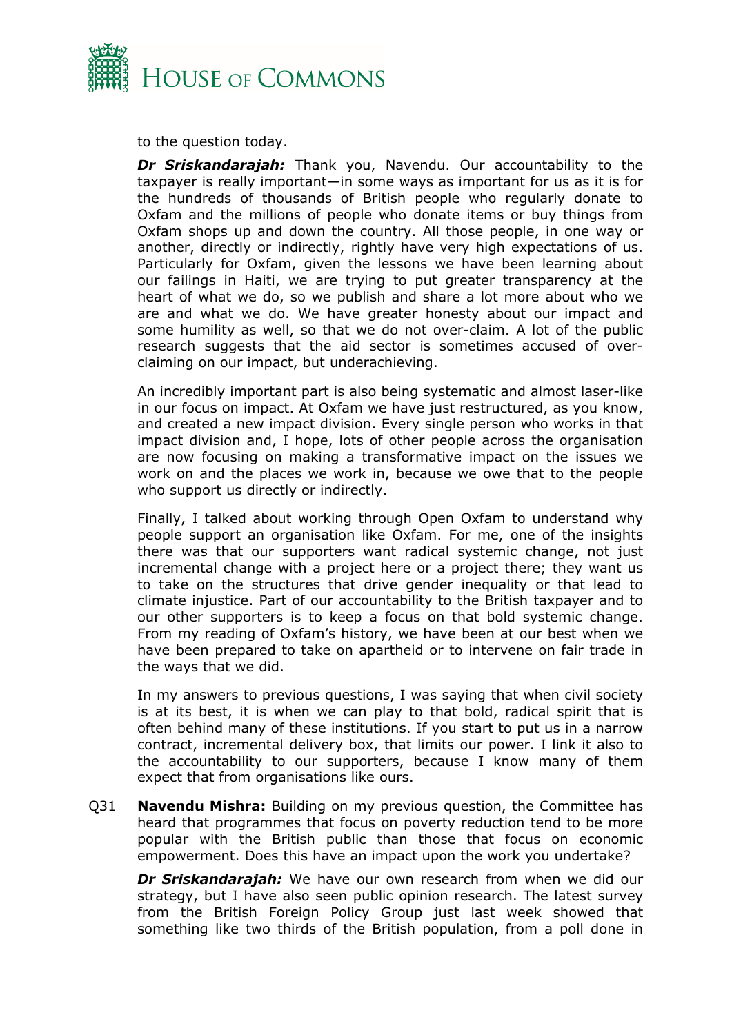to the question today.

***Dr Sriskandarajah:*** Thank you, Navendu. Our accountability to the taxpayer is really important—in some ways as important for us as it is for the hundreds of thousands of British people who regularly donate to Oxfam and the millions of people who donate items or buy things from Oxfam shops up and down the country. All those people, in one way or another, directly or indirectly, rightly have very high expectations of us. Particularly for Oxfam, given the lessons we have been learning about our failings in Haiti, we are trying to put greater transparency at the heart of what we do, so we publish and share a lot more about who we are and what we do. We have greater honesty about our impact and some humility as well, so that we do not over-claim. A lot of the public research suggests that the aid sector is sometimes accused of over-claiming on our impact, but underachieving.

An incredibly important part is also being systematic and almost laser-like in our focus on impact. At Oxfam we have just restructured, as you know, and created a new impact division. Every single person who works in that impact division and, I hope, lots of other people across the organisation are now focusing on making a transformative impact on the issues we work on and the places we work in, because we owe that to the people who support us directly or indirectly.

Finally, I talked about working through Open Oxfam to understand why people support an organisation like Oxfam. For me, one of the insights there was that our supporters want radical systemic change, not just incremental change with a project here or a project there; they want us to take on the structures that drive gender inequality or that lead to climate injustice. Part of our accountability to the British taxpayer and to our other supporters is to keep a focus on that bold systemic change. From my reading of Oxfam's history, we have been at our best when we have been prepared to take on apartheid or to intervene on fair trade in the ways that we did.

In my answers to previous questions, I was saying that when civil society is at its best, it is when we can play to that bold, radical spirit that is often behind many of these institutions. If you start to put us in a narrow contract, incremental delivery box, that limits our power. I link it also to the accountability to our supporters, because I know many of them expect that from organisations like ours.

Q31 **Navendu Mishra:** Building on my previous question, the Committee has heard that programmes that focus on poverty reduction tend to be more popular with the British public than those that focus on economic empowerment. Does this have an impact upon the work you undertake?

***Dr Sriskandarajah:*** We have our own research from when we did our strategy, but I have also seen public opinion research. The latest survey from the British Foreign Policy Group just last week showed that something like two thirds of the British population, from a poll done in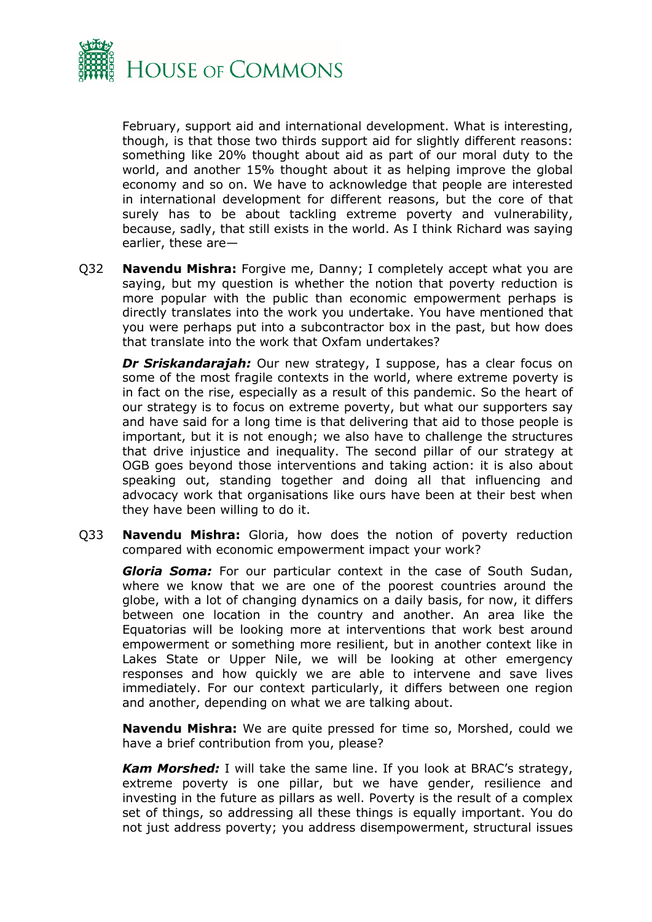February, support aid and international development. What is interesting, though, is that those two thirds support aid for slightly different reasons: something like 20% thought about aid as part of our moral duty to the world, and another 15% thought about it as helping improve the global economy and so on. We have to acknowledge that people are interested in international development for different reasons, but the core of that surely has to be about tackling extreme poverty and vulnerability, because, sadly, that still exists in the world. As I think Richard was saying earlier, these are—

Q32 **Navendu Mishra:** Forgive me, Danny; I completely accept what you are saying, but my question is whether the notion that poverty reduction is more popular with the public than economic empowerment perhaps is directly translates into the work you undertake. You have mentioned that you were perhaps put into a subcontractor box in the past, but how does that translate into the work that Oxfam undertakes?

***Dr Sriskandarajah:*** Our new strategy, I suppose, has a clear focus on some of the most fragile contexts in the world, where extreme poverty is in fact on the rise, especially as a result of this pandemic. So the heart of our strategy is to focus on extreme poverty, but what our supporters say and have said for a long time is that delivering that aid to those people is important, but it is not enough; we also have to challenge the structures that drive injustice and inequality. The second pillar of our strategy at OGB goes beyond those interventions and taking action: it is also about speaking out, standing together and doing all that influencing and advocacy work that organisations like ours have been at their best when they have been willing to do it.

Q33 **Navendu Mishra:** Gloria, how does the notion of poverty reduction compared with economic empowerment impact your work?

***Gloria Soma:*** For our particular context in the case of South Sudan, where we know that we are one of the poorest countries around the globe, with a lot of changing dynamics on a daily basis, for now, it differs between one location in the country and another. An area like the Equatorias will be looking more at interventions that work best around empowerment or something more resilient, but in another context like in Lakes State or Upper Nile, we will be looking at other emergency responses and how quickly we are able to intervene and save lives immediately. For our context particularly, it differs between one region and another, depending on what we are talking about.

**Navendu Mishra:** We are quite pressed for time so, Morshed, could we have a brief contribution from you, please?

***Kam Morshed:*** I will take the same line. If you look at BRAC's strategy, extreme poverty is one pillar, but we have gender, resilience and investing in the future as pillars as well. Poverty is the result of a complex set of things, so addressing all these things is equally important. You do not just address poverty; you address disempowerment, structural issues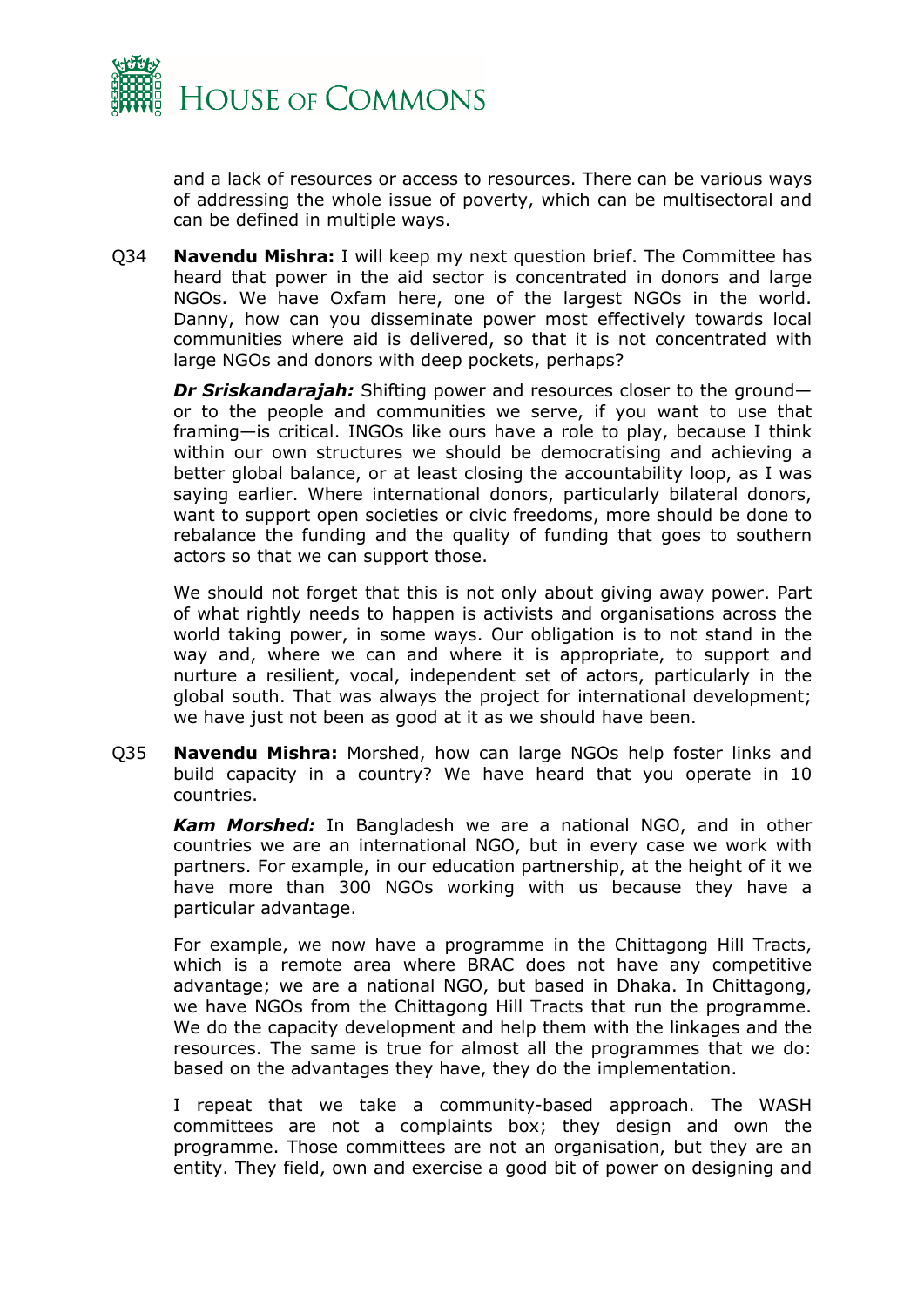and a lack of resources or access to resources. There can be various ways of addressing the whole issue of poverty, which can be multisectoral and can be defined in multiple ways.

Q34 **Navendu Mishra:** I will keep my next question brief. The Committee has heard that power in the aid sector is concentrated in donors and large NGOs. We have Oxfam here, one of the largest NGOs in the world. Danny, how can you disseminate power most effectively towards local communities where aid is delivered, so that it is not concentrated with large NGOs and donors with deep pockets, perhaps?

***Dr Sriskandarajah:*** Shifting power and resources closer to the ground—or to the people and communities we serve, if you want to use that framing—is critical. INGOs like ours have a role to play, because I think within our own structures we should be democratising and achieving a better global balance, or at least closing the accountability loop, as I was saying earlier. Where international donors, particularly bilateral donors, want to support open societies or civic freedoms, more should be done to rebalance the funding and the quality of funding that goes to southern actors so that we can support those.

We should not forget that this is not only about giving away power. Part of what rightly needs to happen is activists and organisations across the world taking power, in some ways. Our obligation is to not stand in the way and, where we can and where it is appropriate, to support and nurture a resilient, vocal, independent set of actors, particularly in the global south. That was always the project for international development; we have just not been as good at it as we should have been.

Q35 **Navendu Mishra:** Morshed, how can large NGOs help foster links and build capacity in a country? We have heard that you operate in 10 countries.

***Kam Morshed:*** In Bangladesh we are a national NGO, and in other countries we are an international NGO, but in every case we work with partners. For example, in our education partnership, at the height of it we have more than 300 NGOs working with us because they have a particular advantage.

For example, we now have a programme in the Chittagong Hill Tracts, which is a remote area where BRAC does not have any competitive advantage; we are a national NGO, but based in Dhaka. In Chittagong, we have NGOs from the Chittagong Hill Tracts that run the programme. We do the capacity development and help them with the linkages and the resources. The same is true for almost all the programmes that we do: based on the advantages they have, they do the implementation.

I repeat that we take a community-based approach. The WASH committees are not a complaints box; they design and own the programme. Those committees are not an organisation, but they are an entity. They field, own and exercise a good bit of power on designing and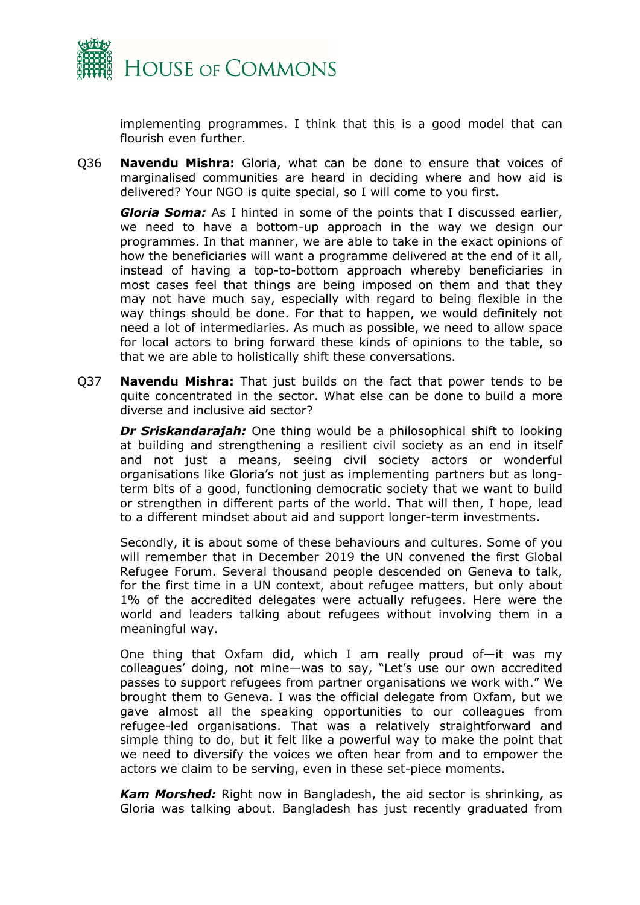implementing programmes. I think that this is a good model that can flourish even further.

Q36 **Navendu Mishra:** Gloria, what can be done to ensure that voices of marginalised communities are heard in deciding where and how aid is delivered? Your NGO is quite special, so I will come to you first.

***Gloria Soma:*** As I hinted in some of the points that I discussed earlier, we need to have a bottom-up approach in the way we design our programmes. In that manner, we are able to take in the exact opinions of how the beneficiaries will want a programme delivered at the end of it all, instead of having a top-to-bottom approach whereby beneficiaries in most cases feel that things are being imposed on them and that they may not have much say, especially with regard to being flexible in the way things should be done. For that to happen, we would definitely not need a lot of intermediaries. As much as possible, we need to allow space for local actors to bring forward these kinds of opinions to the table, so that we are able to holistically shift these conversations.

Q37 **Navendu Mishra:** That just builds on the fact that power tends to be quite concentrated in the sector. What else can be done to build a more diverse and inclusive aid sector?

***Dr Sriskandarajah:*** One thing would be a philosophical shift to looking at building and strengthening a resilient civil society as an end in itself and not just a means, seeing civil society actors or wonderful organisations like Gloria's not just as implementing partners but as long-term bits of a good, functioning democratic society that we want to build or strengthen in different parts of the world. That will then, I hope, lead to a different mindset about aid and support longer-term investments.

Secondly, it is about some of these behaviours and cultures. Some of you will remember that in December 2019 the UN convened the first Global Refugee Forum. Several thousand people descended on Geneva to talk, for the first time in a UN context, about refugee matters, but only about 1% of the accredited delegates were actually refugees. Here were the world and leaders talking about refugees without involving them in a meaningful way.

One thing that Oxfam did, which I am really proud of—it was my colleagues' doing, not mine—was to say, "Let's use our own accredited passes to support refugees from partner organisations we work with." We brought them to Geneva. I was the official delegate from Oxfam, but we gave almost all the speaking opportunities to our colleagues from refugee-led organisations. That was a relatively straightforward and simple thing to do, but it felt like a powerful way to make the point that we need to diversify the voices we often hear from and to empower the actors we claim to be serving, even in these set-piece moments.

***Kam Morshed:*** Right now in Bangladesh, the aid sector is shrinking, as Gloria was talking about. Bangladesh has just recently graduated from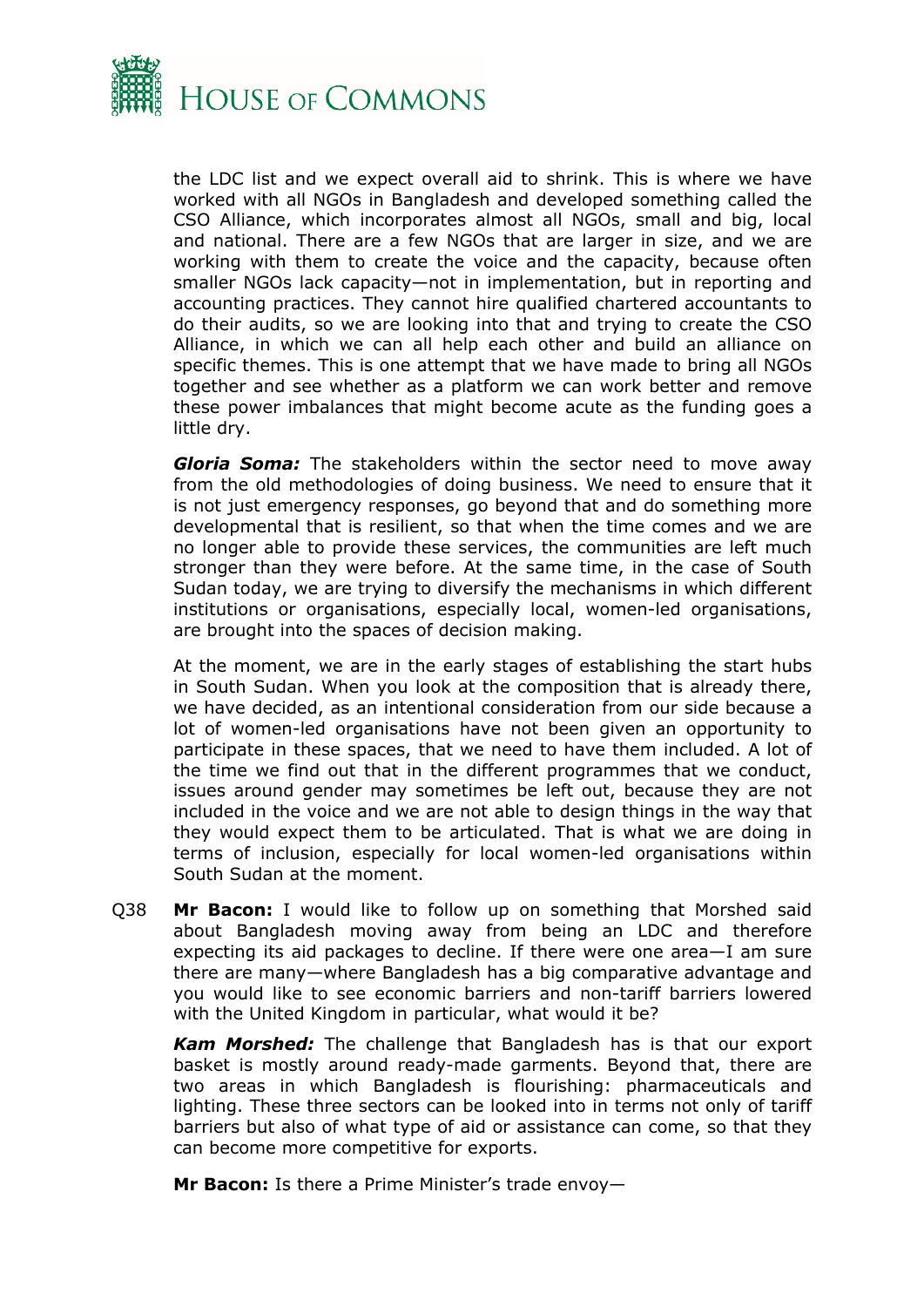the LDC list and we expect overall aid to shrink. This is where we have worked with all NGOs in Bangladesh and developed something called the CSO Alliance, which incorporates almost all NGOs, small and big, local and national. There are a few NGOs that are larger in size, and we are working with them to create the voice and the capacity, because often smaller NGOs lack capacity—not in implementation, but in reporting and accounting practices. They cannot hire qualified chartered accountants to do their audits, so we are looking into that and trying to create the CSO Alliance, in which we can all help each other and build an alliance on specific themes. This is one attempt that we have made to bring all NGOs together and see whether as a platform we can work better and remove these power imbalances that might become acute as the funding goes a little dry.

***Gloria Soma:*** The stakeholders within the sector need to move away from the old methodologies of doing business. We need to ensure that it is not just emergency responses, go beyond that and do something more developmental that is resilient, so that when the time comes and we are no longer able to provide these services, the communities are left much stronger than they were before. At the same time, in the case of South Sudan today, we are trying to diversify the mechanisms in which different institutions or organisations, especially local, women-led organisations, are brought into the spaces of decision making.

At the moment, we are in the early stages of establishing the start hubs in South Sudan. When you look at the composition that is already there, we have decided, as an intentional consideration from our side because a lot of women-led organisations have not been given an opportunity to participate in these spaces, that we need to have them included. A lot of the time we find out that in the different programmes that we conduct, issues around gender may sometimes be left out, because they are not included in the voice and we are not able to design things in the way that they would expect them to be articulated. That is what we are doing in terms of inclusion, especially for local women-led organisations within South Sudan at the moment.

Q38 **Mr Bacon:** I would like to follow up on something that Morshed said about Bangladesh moving away from being an LDC and therefore expecting its aid packages to decline. If there were one area—I am sure there are many—where Bangladesh has a big comparative advantage and you would like to see economic barriers and non-tariff barriers lowered with the United Kingdom in particular, what would it be?

***Kam Morshed:*** The challenge that Bangladesh has is that our export basket is mostly around ready-made garments. Beyond that, there are two areas in which Bangladesh is flourishing: pharmaceuticals and lighting. These three sectors can be looked into in terms not only of tariff barriers but also of what type of aid or assistance can come, so that they can become more competitive for exports.

**Mr Bacon:** Is there a Prime Minister's trade envoy—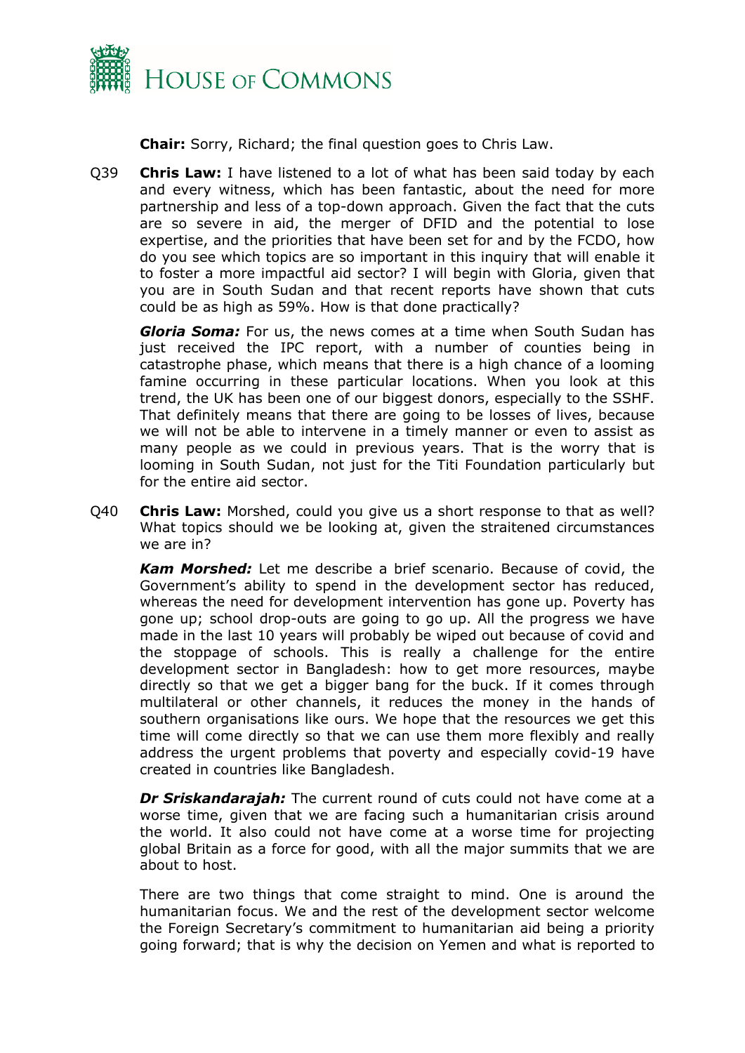**Chair:** Sorry, Richard; the final question goes to Chris Law.

Q39 **Chris Law:** I have listened to a lot of what has been said today by each and every witness, which has been fantastic, about the need for more partnership and less of a top-down approach. Given the fact that the cuts are so severe in aid, the merger of DFID and the potential to lose expertise, and the priorities that have been set for and by the FCDO, how do you see which topics are so important in this inquiry that will enable it to foster a more impactful aid sector? I will begin with Gloria, given that you are in South Sudan and that recent reports have shown that cuts could be as high as 59%. How is that done practically?

***Gloria Soma:*** For us, the news comes at a time when South Sudan has just received the IPC report, with a number of counties being in catastrophe phase, which means that there is a high chance of a looming famine occurring in these particular locations. When you look at this trend, the UK has been one of our biggest donors, especially to the SSHF. That definitely means that there are going to be losses of lives, because we will not be able to intervene in a timely manner or even to assist as many people as we could in previous years. That is the worry that is looming in South Sudan, not just for the Titi Foundation particularly but for the entire aid sector.

Q40 **Chris Law:** Morshed, could you give us a short response to that as well? What topics should we be looking at, given the straitened circumstances we are in?

***Kam Morshed:*** Let me describe a brief scenario. Because of covid, the Government's ability to spend in the development sector has reduced, whereas the need for development intervention has gone up. Poverty has gone up; school drop-outs are going to go up. All the progress we have made in the last 10 years will probably be wiped out because of covid and the stoppage of schools. This is really a challenge for the entire development sector in Bangladesh: how to get more resources, maybe directly so that we get a bigger bang for the buck. If it comes through multilateral or other channels, it reduces the money in the hands of southern organisations like ours. We hope that the resources we get this time will come directly so that we can use them more flexibly and really address the urgent problems that poverty and especially covid-19 have created in countries like Bangladesh.

***Dr Sriskandarajah:*** The current round of cuts could not have come at a worse time, given that we are facing such a humanitarian crisis around the world. It also could not have come at a worse time for projecting global Britain as a force for good, with all the major summits that we are about to host.

There are two things that come straight to mind. One is around the humanitarian focus. We and the rest of the development sector welcome the Foreign Secretary's commitment to humanitarian aid being a priority going forward; that is why the decision on Yemen and what is reported to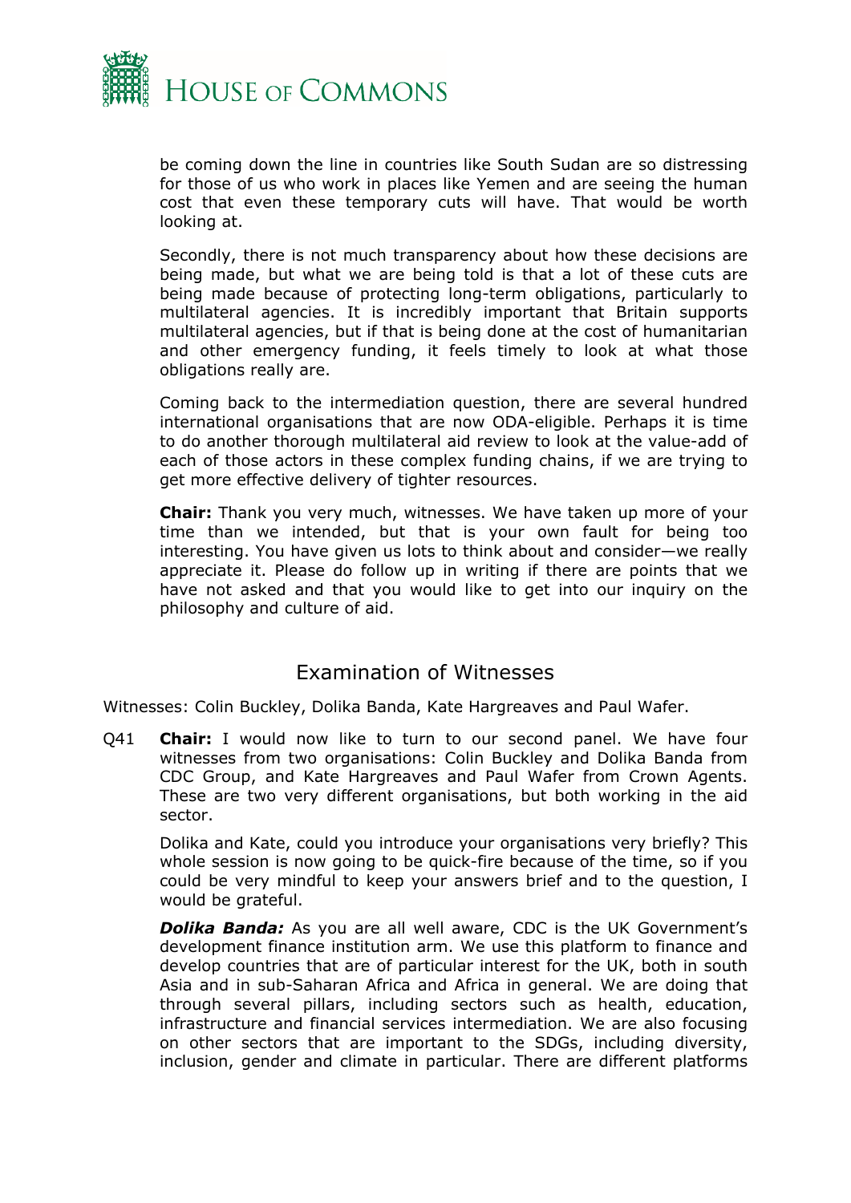be coming down the line in countries like South Sudan are so distressing for those of us who work in places like Yemen and are seeing the human cost that even these temporary cuts will have. That would be worth looking at.

Secondly, there is not much transparency about how these decisions are being made, but what we are being told is that a lot of these cuts are being made because of protecting long-term obligations, particularly to multilateral agencies. It is incredibly important that Britain supports multilateral agencies, but if that is being done at the cost of humanitarian and other emergency funding, it feels timely to look at what those obligations really are.

Coming back to the intermediation question, there are several hundred international organisations that are now ODA-eligible. Perhaps it is time to do another thorough multilateral aid review to look at the value-add of each of those actors in these complex funding chains, if we are trying to get more effective delivery of tighter resources.

**Chair:** Thank you very much, witnesses. We have taken up more of your time than we intended, but that is your own fault for being too interesting. You have given us lots to think about and consider—we really appreciate it. Please do follow up in writing if there are points that we have not asked and that you would like to get into our inquiry on the philosophy and culture of aid.

## Examination of Witnesses

Witnesses: Colin Buckley, Dolika Banda, Kate Hargreaves and Paul Wafer.

Q41 **Chair:** I would now like to turn to our second panel. We have four witnesses from two organisations: Colin Buckley and Dolika Banda from CDC Group, and Kate Hargreaves and Paul Wafer from Crown Agents. These are two very different organisations, but both working in the aid sector.

Dolika and Kate, could you introduce your organisations very briefly? This whole session is now going to be quick-fire because of the time, so if you could be very mindful to keep your answers brief and to the question, I would be grateful.

***Dolika Banda:*** As you are all well aware, CDC is the UK Government's development finance institution arm. We use this platform to finance and develop countries that are of particular interest for the UK, both in south Asia and in sub-Saharan Africa and Africa in general. We are doing that through several pillars, including sectors such as health, education, infrastructure and financial services intermediation. We are also focusing on other sectors that are important to the SDGs, including diversity, inclusion, gender and climate in particular. There are different platforms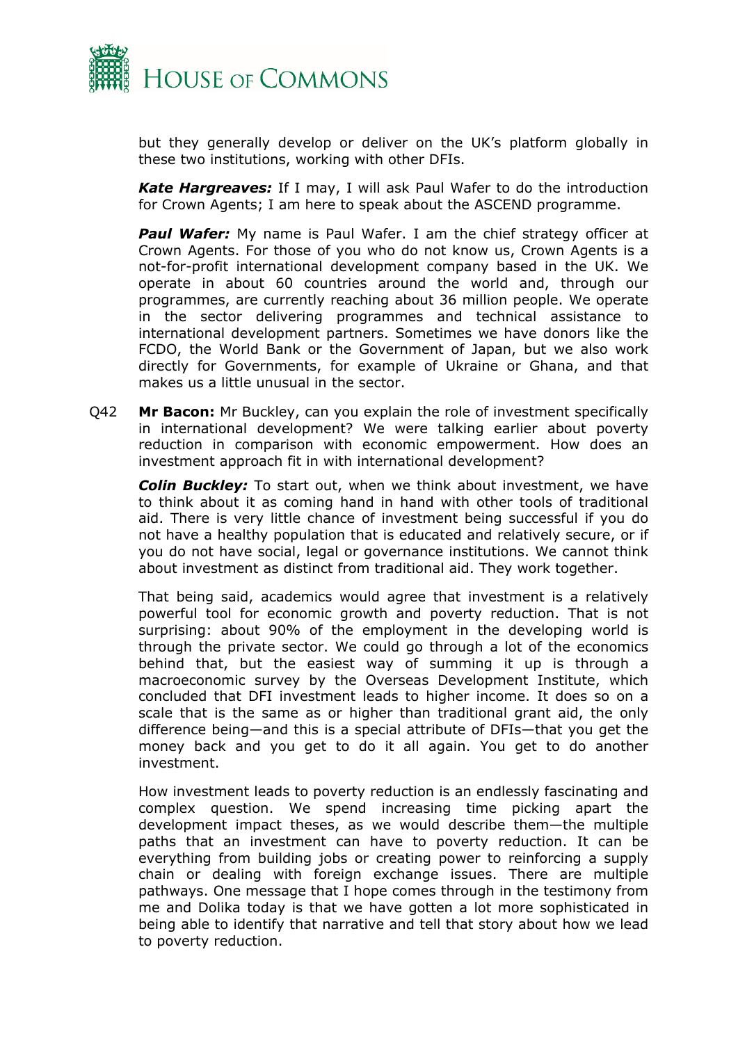but they generally develop or deliver on the UK's platform globally in these two institutions, working with other DFIs.

***Kate Hargreaves:*** If I may, I will ask Paul Wafer to do the introduction for Crown Agents; I am here to speak about the ASCEND programme.

***Paul Wafer:*** My name is Paul Wafer. I am the chief strategy officer at Crown Agents. For those of you who do not know us, Crown Agents is a not-for-profit international development company based in the UK. We operate in about 60 countries around the world and, through our programmes, are currently reaching about 36 million people. We operate in the sector delivering programmes and technical assistance to international development partners. Sometimes we have donors like the FCDO, the World Bank or the Government of Japan, but we also work directly for Governments, for example of Ukraine or Ghana, and that makes us a little unusual in the sector.

Q42 **Mr Bacon:** Mr Buckley, can you explain the role of investment specifically in international development? We were talking earlier about poverty reduction in comparison with economic empowerment. How does an investment approach fit in with international development?

***Colin Buckley:*** To start out, when we think about investment, we have to think about it as coming hand in hand with other tools of traditional aid. There is very little chance of investment being successful if you do not have a healthy population that is educated and relatively secure, or if you do not have social, legal or governance institutions. We cannot think about investment as distinct from traditional aid. They work together.

That being said, academics would agree that investment is a relatively powerful tool for economic growth and poverty reduction. That is not surprising: about 90% of the employment in the developing world is through the private sector. We could go through a lot of the economics behind that, but the easiest way of summing it up is through a macroeconomic survey by the Overseas Development Institute, which concluded that DFI investment leads to higher income. It does so on a scale that is the same as or higher than traditional grant aid, the only difference being—and this is a special attribute of DFIs—that you get the money back and you get to do it all again. You get to do another investment.

How investment leads to poverty reduction is an endlessly fascinating and complex question. We spend increasing time picking apart the development impact theses, as we would describe them—the multiple paths that an investment can have to poverty reduction. It can be everything from building jobs or creating power to reinforcing a supply chain or dealing with foreign exchange issues. There are multiple pathways. One message that I hope comes through in the testimony from me and Dolika today is that we have gotten a lot more sophisticated in being able to identify that narrative and tell that story about how we lead to poverty reduction.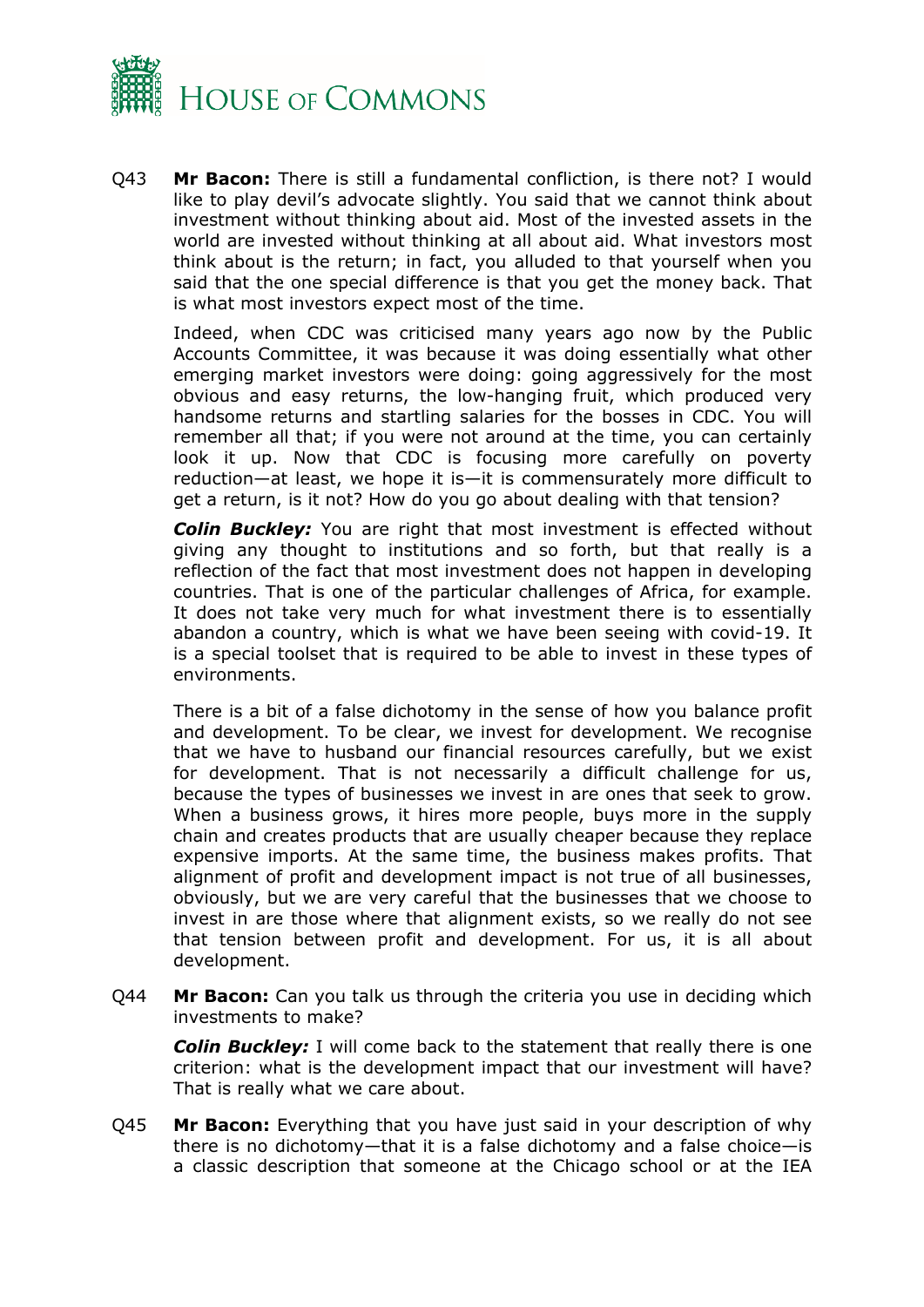Q43 **Mr Bacon:** There is still a fundamental confliction, is there not? I would like to play devil's advocate slightly. You said that we cannot think about investment without thinking about aid. Most of the invested assets in the world are invested without thinking at all about aid. What investors most think about is the return; in fact, you alluded to that yourself when you said that the one special difference is that you get the money back. That is what most investors expect most of the time.

Indeed, when CDC was criticised many years ago now by the Public Accounts Committee, it was because it was doing essentially what other emerging market investors were doing: going aggressively for the most obvious and easy returns, the low-hanging fruit, which produced very handsome returns and startling salaries for the bosses in CDC. You will remember all that; if you were not around at the time, you can certainly look it up. Now that CDC is focusing more carefully on poverty reduction—at least, we hope it is—it is commensurately more difficult to get a return, is it not? How do you go about dealing with that tension?

***Colin Buckley:*** You are right that most investment is effected without giving any thought to institutions and so forth, but that really is a reflection of the fact that most investment does not happen in developing countries. That is one of the particular challenges of Africa, for example. It does not take very much for what investment there is to essentially abandon a country, which is what we have been seeing with covid-19. It is a special toolset that is required to be able to invest in these types of environments.

There is a bit of a false dichotomy in the sense of how you balance profit and development. To be clear, we invest for development. We recognise that we have to husband our financial resources carefully, but we exist for development. That is not necessarily a difficult challenge for us, because the types of businesses we invest in are ones that seek to grow. When a business grows, it hires more people, buys more in the supply chain and creates products that are usually cheaper because they replace expensive imports. At the same time, the business makes profits. That alignment of profit and development impact is not true of all businesses, obviously, but we are very careful that the businesses that we choose to invest in are those where that alignment exists, so we really do not see that tension between profit and development. For us, it is all about development.

Q44 **Mr Bacon:** Can you talk us through the criteria you use in deciding which investments to make?

***Colin Buckley:*** I will come back to the statement that really there is one criterion: what is the development impact that our investment will have? That is really what we care about.

Q45 **Mr Bacon:** Everything that you have just said in your description of why there is no dichotomy—that it is a false dichotomy and a false choice—is a classic description that someone at the Chicago school or at the IEA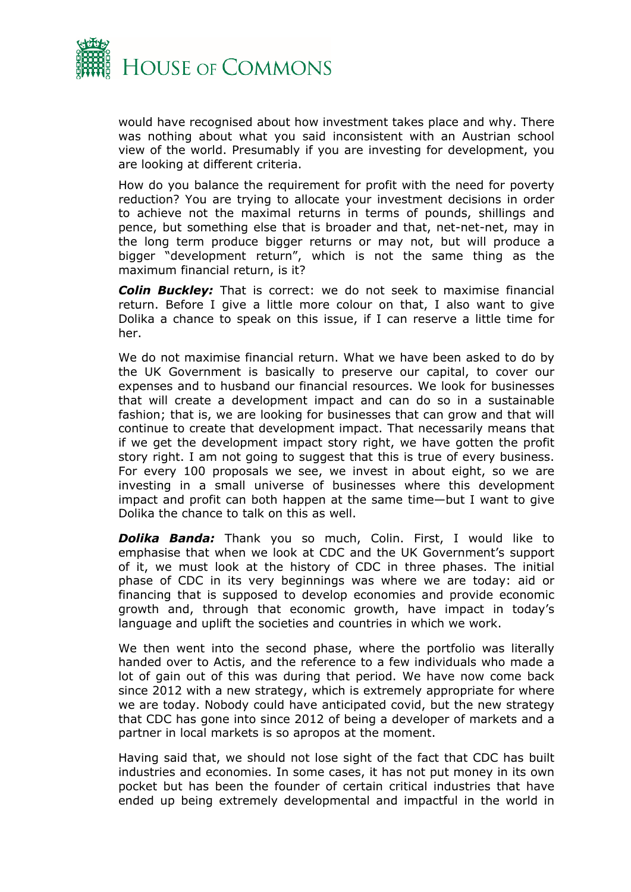would have recognised about how investment takes place and why. There was nothing about what you said inconsistent with an Austrian school view of the world. Presumably if you are investing for development, you are looking at different criteria.

How do you balance the requirement for profit with the need for poverty reduction? You are trying to allocate your investment decisions in order to achieve not the maximal returns in terms of pounds, shillings and pence, but something else that is broader and that, net-net-net, may in the long term produce bigger returns or may not, but will produce a bigger "development return", which is not the same thing as the maximum financial return, is it?

***Colin Buckley:*** That is correct: we do not seek to maximise financial return. Before I give a little more colour on that, I also want to give Dolika a chance to speak on this issue, if I can reserve a little time for her.

We do not maximise financial return. What we have been asked to do by the UK Government is basically to preserve our capital, to cover our expenses and to husband our financial resources. We look for businesses that will create a development impact and can do so in a sustainable fashion; that is, we are looking for businesses that can grow and that will continue to create that development impact. That necessarily means that if we get the development impact story right, we have gotten the profit story right. I am not going to suggest that this is true of every business. For every 100 proposals we see, we invest in about eight, so we are investing in a small universe of businesses where this development impact and profit can both happen at the same time—but I want to give Dolika the chance to talk on this as well.

***Dolika Banda:*** Thank you so much, Colin. First, I would like to emphasise that when we look at CDC and the UK Government's support of it, we must look at the history of CDC in three phases. The initial phase of CDC in its very beginnings was where we are today: aid or financing that is supposed to develop economies and provide economic growth and, through that economic growth, have impact in today's language and uplift the societies and countries in which we work.

We then went into the second phase, where the portfolio was literally handed over to Actis, and the reference to a few individuals who made a lot of gain out of this was during that period. We have now come back since 2012 with a new strategy, which is extremely appropriate for where we are today. Nobody could have anticipated covid, but the new strategy that CDC has gone into since 2012 of being a developer of markets and a partner in local markets is so apropos at the moment.

Having said that, we should not lose sight of the fact that CDC has built industries and economies. In some cases, it has not put money in its own pocket but has been the founder of certain critical industries that have ended up being extremely developmental and impactful in the world in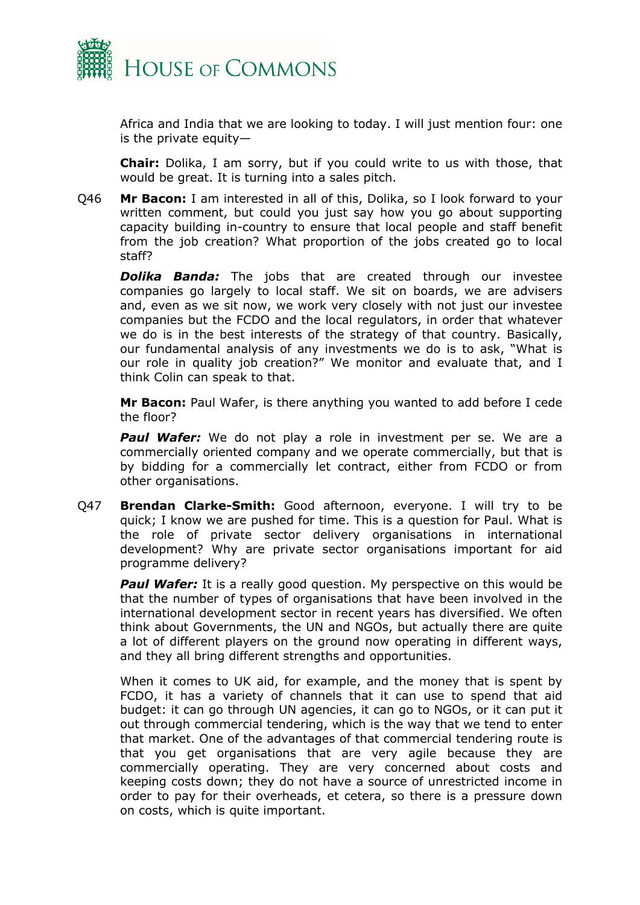Africa and India that we are looking to today. I will just mention four: one is the private equity—

**Chair:** Dolika, I am sorry, but if you could write to us with those, that would be great. It is turning into a sales pitch.

Q46 **Mr Bacon:** I am interested in all of this, Dolika, so I look forward to your written comment, but could you just say how you go about supporting capacity building in-country to ensure that local people and staff benefit from the job creation? What proportion of the jobs created go to local staff?

***Dolika Banda:*** The jobs that are created through our investee companies go largely to local staff. We sit on boards, we are advisers and, even as we sit now, we work very closely with not just our investee companies but the FCDO and the local regulators, in order that whatever we do is in the best interests of the strategy of that country. Basically, our fundamental analysis of any investments we do is to ask, "What is our role in quality job creation?" We monitor and evaluate that, and I think Colin can speak to that.

**Mr Bacon:** Paul Wafer, is there anything you wanted to add before I cede the floor?

***Paul Wafer:*** We do not play a role in investment per se. We are a commercially oriented company and we operate commercially, but that is by bidding for a commercially let contract, either from FCDO or from other organisations.

Q47 **Brendan Clarke-Smith:** Good afternoon, everyone. I will try to be quick; I know we are pushed for time. This is a question for Paul. What is the role of private sector delivery organisations in international development? Why are private sector organisations important for aid programme delivery?

***Paul Wafer:*** It is a really good question. My perspective on this would be that the number of types of organisations that have been involved in the international development sector in recent years has diversified. We often think about Governments, the UN and NGOs, but actually there are quite a lot of different players on the ground now operating in different ways, and they all bring different strengths and opportunities.

When it comes to UK aid, for example, and the money that is spent by FCDO, it has a variety of channels that it can use to spend that aid budget: it can go through UN agencies, it can go to NGOs, or it can put it out through commercial tendering, which is the way that we tend to enter that market. One of the advantages of that commercial tendering route is that you get organisations that are very agile because they are commercially operating. They are very concerned about costs and keeping costs down; they do not have a source of unrestricted income in order to pay for their overheads, et cetera, so there is a pressure down on costs, which is quite important.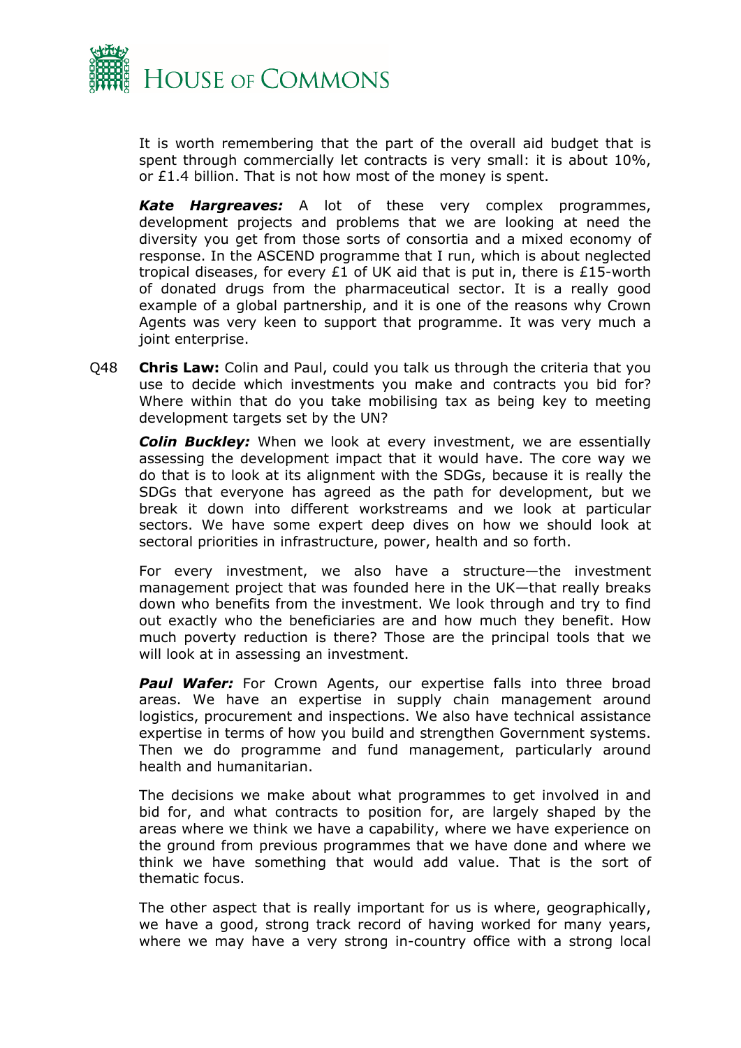It is worth remembering that the part of the overall aid budget that is spent through commercially let contracts is very small: it is about 10%, or £1.4 billion. That is not how most of the money is spent.

***Kate Hargreaves:*** A lot of these very complex programmes, development projects and problems that we are looking at need the diversity you get from those sorts of consortia and a mixed economy of response. In the ASCEND programme that I run, which is about neglected tropical diseases, for every £1 of UK aid that is put in, there is £15-worth of donated drugs from the pharmaceutical sector. It is a really good example of a global partnership, and it is one of the reasons why Crown Agents was very keen to support that programme. It was very much a joint enterprise.

Q48 **Chris Law:** Colin and Paul, could you talk us through the criteria that you use to decide which investments you make and contracts you bid for? Where within that do you take mobilising tax as being key to meeting development targets set by the UN?

***Colin Buckley:*** When we look at every investment, we are essentially assessing the development impact that it would have. The core way we do that is to look at its alignment with the SDGs, because it is really the SDGs that everyone has agreed as the path for development, but we break it down into different workstreams and we look at particular sectors. We have some expert deep dives on how we should look at sectoral priorities in infrastructure, power, health and so forth.

For every investment, we also have a structure—the investment management project that was founded here in the UK—that really breaks down who benefits from the investment. We look through and try to find out exactly who the beneficiaries are and how much they benefit. How much poverty reduction is there? Those are the principal tools that we will look at in assessing an investment.

***Paul Wafer:*** For Crown Agents, our expertise falls into three broad areas. We have an expertise in supply chain management around logistics, procurement and inspections. We also have technical assistance expertise in terms of how you build and strengthen Government systems. Then we do programme and fund management, particularly around health and humanitarian.

The decisions we make about what programmes to get involved in and bid for, and what contracts to position for, are largely shaped by the areas where we think we have a capability, where we have experience on the ground from previous programmes that we have done and where we think we have something that would add value. That is the sort of thematic focus.

The other aspect that is really important for us is where, geographically, we have a good, strong track record of having worked for many years, where we may have a very strong in-country office with a strong local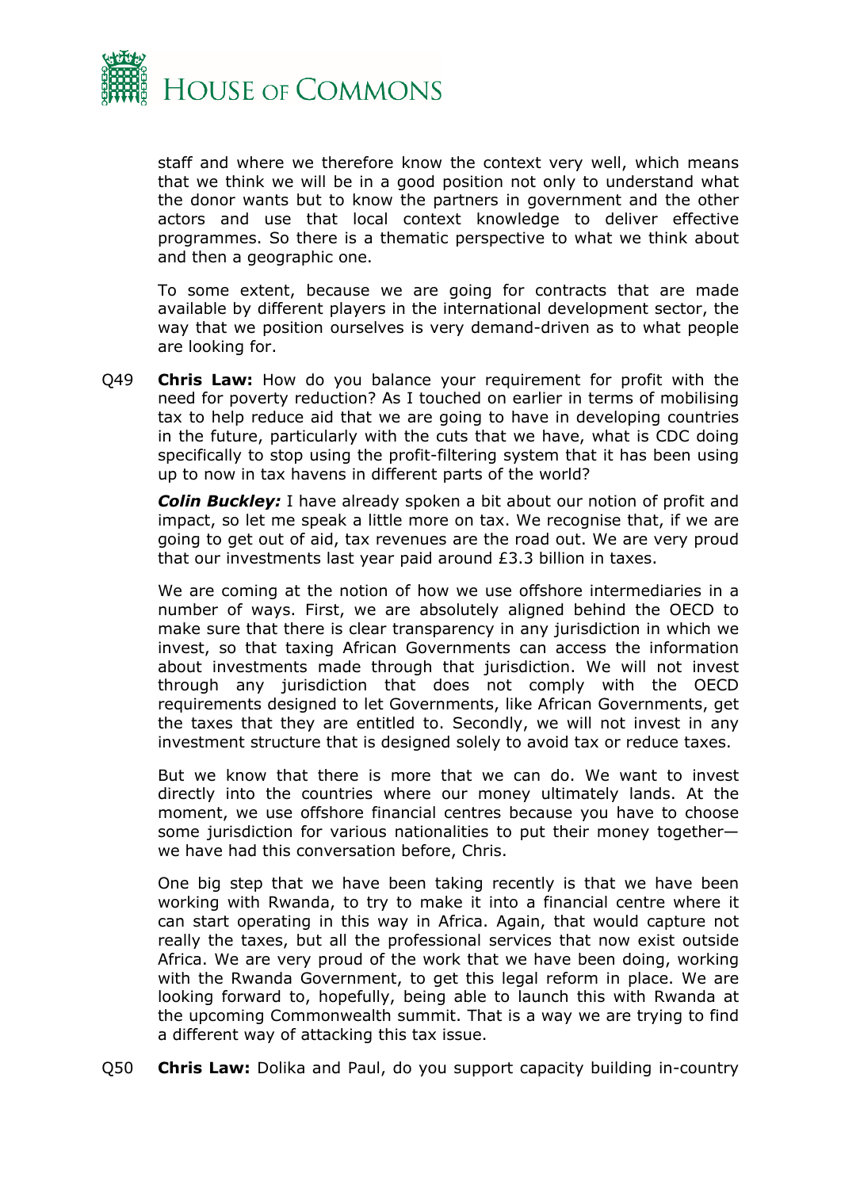staff and where we therefore know the context very well, which means that we think we will be in a good position not only to understand what the donor wants but to know the partners in government and the other actors and use that local context knowledge to deliver effective programmes. So there is a thematic perspective to what we think about and then a geographic one.

To some extent, because we are going for contracts that are made available by different players in the international development sector, the way that we position ourselves is very demand-driven as to what people are looking for.

Q49 **Chris Law:** How do you balance your requirement for profit with the need for poverty reduction? As I touched on earlier in terms of mobilising tax to help reduce aid that we are going to have in developing countries in the future, particularly with the cuts that we have, what is CDC doing specifically to stop using the profit-filtering system that it has been using up to now in tax havens in different parts of the world?

***Colin Buckley:*** I have already spoken a bit about our notion of profit and impact, so let me speak a little more on tax. We recognise that, if we are going to get out of aid, tax revenues are the road out. We are very proud that our investments last year paid around £3.3 billion in taxes.

We are coming at the notion of how we use offshore intermediaries in a number of ways. First, we are absolutely aligned behind the OECD to make sure that there is clear transparency in any jurisdiction in which we invest, so that taxing African Governments can access the information about investments made through that jurisdiction. We will not invest through any jurisdiction that does not comply with the OECD requirements designed to let Governments, like African Governments, get the taxes that they are entitled to. Secondly, we will not invest in any investment structure that is designed solely to avoid tax or reduce taxes.

But we know that there is more that we can do. We want to invest directly into the countries where our money ultimately lands. At the moment, we use offshore financial centres because you have to choose some jurisdiction for various nationalities to put their money together—we have had this conversation before, Chris.

One big step that we have been taking recently is that we have been working with Rwanda, to try to make it into a financial centre where it can start operating in this way in Africa. Again, that would capture not really the taxes, but all the professional services that now exist outside Africa. We are very proud of the work that we have been doing, working with the Rwanda Government, to get this legal reform in place. We are looking forward to, hopefully, being able to launch this with Rwanda at the upcoming Commonwealth summit. That is a way we are trying to find a different way of attacking this tax issue.

Q50 **Chris Law:** Dolika and Paul, do you support capacity building in-country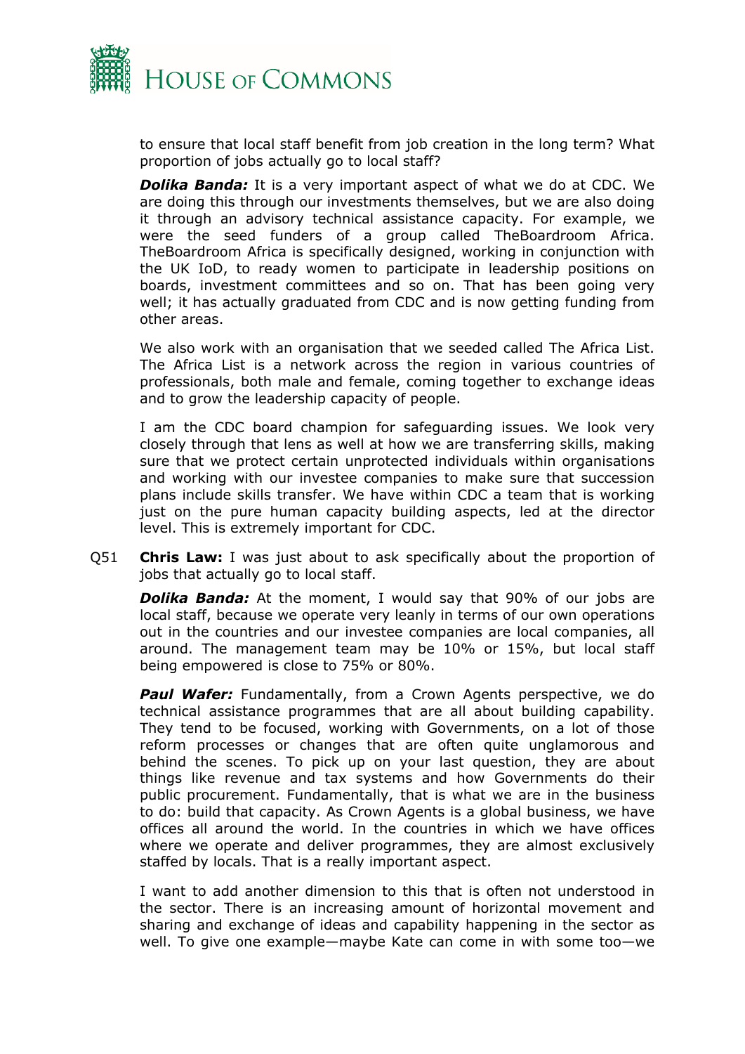to ensure that local staff benefit from job creation in the long term? What proportion of jobs actually go to local staff?

***Dolika Banda:*** It is a very important aspect of what we do at CDC. We are doing this through our investments themselves, but we are also doing it through an advisory technical assistance capacity. For example, we were the seed funders of a group called TheBoardroom Africa. TheBoardroom Africa is specifically designed, working in conjunction with the UK IoD, to ready women to participate in leadership positions on boards, investment committees and so on. That has been going very well; it has actually graduated from CDC and is now getting funding from other areas.

We also work with an organisation that we seeded called The Africa List. The Africa List is a network across the region in various countries of professionals, both male and female, coming together to exchange ideas and to grow the leadership capacity of people.

I am the CDC board champion for safeguarding issues. We look very closely through that lens as well at how we are transferring skills, making sure that we protect certain unprotected individuals within organisations and working with our investee companies to make sure that succession plans include skills transfer. We have within CDC a team that is working just on the pure human capacity building aspects, led at the director level. This is extremely important for CDC.

Q51 **Chris Law:** I was just about to ask specifically about the proportion of jobs that actually go to local staff.

***Dolika Banda:*** At the moment, I would say that 90% of our jobs are local staff, because we operate very leanly in terms of our own operations out in the countries and our investee companies are local companies, all around. The management team may be 10% or 15%, but local staff being empowered is close to 75% or 80%.

***Paul Wafer:*** Fundamentally, from a Crown Agents perspective, we do technical assistance programmes that are all about building capability. They tend to be focused, working with Governments, on a lot of those reform processes or changes that are often quite unglamorous and behind the scenes. To pick up on your last question, they are about things like revenue and tax systems and how Governments do their public procurement. Fundamentally, that is what we are in the business to do: build that capacity. As Crown Agents is a global business, we have offices all around the world. In the countries in which we have offices where we operate and deliver programmes, they are almost exclusively staffed by locals. That is a really important aspect.

I want to add another dimension to this that is often not understood in the sector. There is an increasing amount of horizontal movement and sharing and exchange of ideas and capability happening in the sector as well. To give one example—maybe Kate can come in with some too—we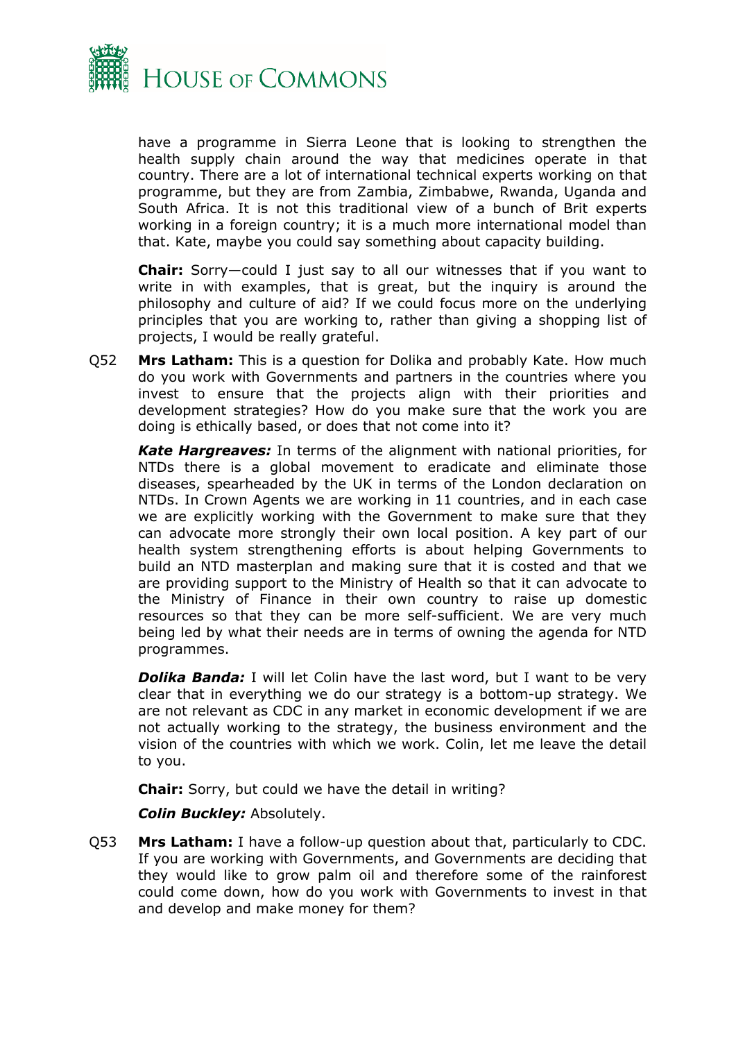have a programme in Sierra Leone that is looking to strengthen the health supply chain around the way that medicines operate in that country. There are a lot of international technical experts working on that programme, but they are from Zambia, Zimbabwe, Rwanda, Uganda and South Africa. It is not this traditional view of a bunch of Brit experts working in a foreign country; it is a much more international model than that. Kate, maybe you could say something about capacity building.

**Chair:** Sorry—could I just say to all our witnesses that if you want to write in with examples, that is great, but the inquiry is around the philosophy and culture of aid? If we could focus more on the underlying principles that you are working to, rather than giving a shopping list of projects, I would be really grateful.

Q52 **Mrs Latham:** This is a question for Dolika and probably Kate. How much do you work with Governments and partners in the countries where you invest to ensure that the projects align with their priorities and development strategies? How do you make sure that the work you are doing is ethically based, or does that not come into it?

***Kate Hargreaves:*** In terms of the alignment with national priorities, for NTDs there is a global movement to eradicate and eliminate those diseases, spearheaded by the UK in terms of the London declaration on NTDs. In Crown Agents we are working in 11 countries, and in each case we are explicitly working with the Government to make sure that they can advocate more strongly their own local position. A key part of our health system strengthening efforts is about helping Governments to build an NTD masterplan and making sure that it is costed and that we are providing support to the Ministry of Health so that it can advocate to the Ministry of Finance in their own country to raise up domestic resources so that they can be more self-sufficient. We are very much being led by what their needs are in terms of owning the agenda for NTD programmes.

***Dolika Banda:*** I will let Colin have the last word, but I want to be very clear that in everything we do our strategy is a bottom-up strategy. We are not relevant as CDC in any market in economic development if we are not actually working to the strategy, the business environment and the vision of the countries with which we work. Colin, let me leave the detail to you.

**Chair:** Sorry, but could we have the detail in writing?

***Colin Buckley:*** Absolutely.

Q53 **Mrs Latham:** I have a follow-up question about that, particularly to CDC. If you are working with Governments, and Governments are deciding that they would like to grow palm oil and therefore some of the rainforest could come down, how do you work with Governments to invest in that and develop and make money for them?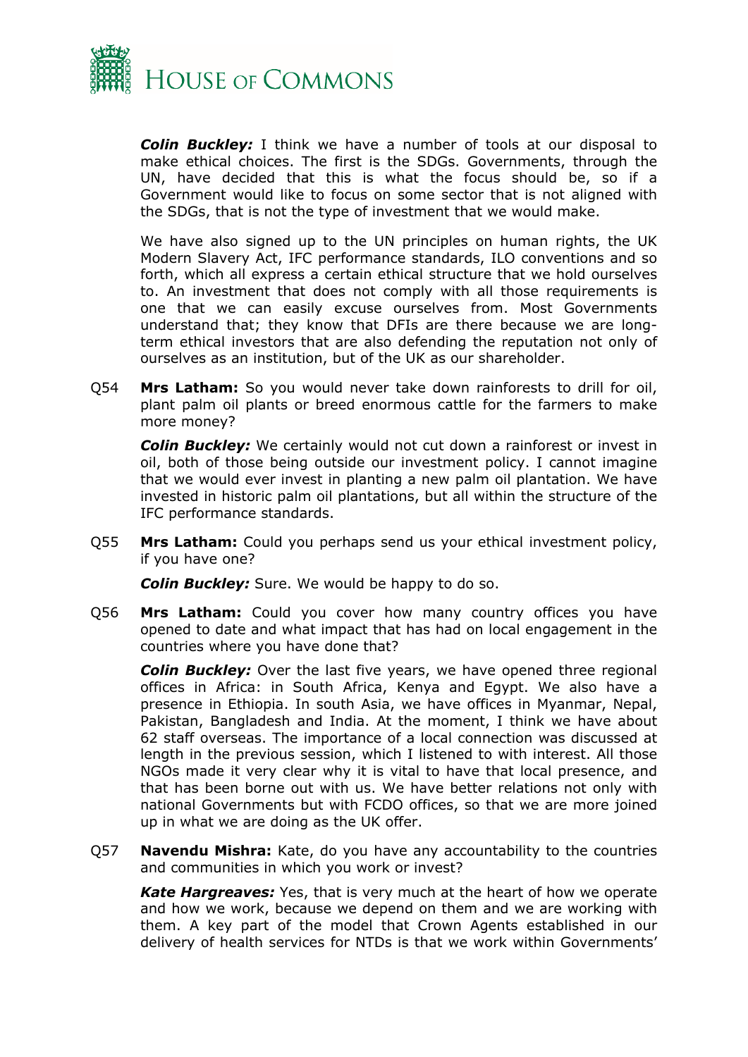***Colin Buckley:*** I think we have a number of tools at our disposal to make ethical choices. The first is the SDGs. Governments, through the UN, have decided that this is what the focus should be, so if a Government would like to focus on some sector that is not aligned with the SDGs, that is not the type of investment that we would make.

We have also signed up to the UN principles on human rights, the UK Modern Slavery Act, IFC performance standards, ILO conventions and so forth, which all express a certain ethical structure that we hold ourselves to. An investment that does not comply with all those requirements is one that we can easily excuse ourselves from. Most Governments understand that; they know that DFIs are there because we are long-term ethical investors that are also defending the reputation not only of ourselves as an institution, but of the UK as our shareholder.

Q54 **Mrs Latham:** So you would never take down rainforests to drill for oil, plant palm oil plants or breed enormous cattle for the farmers to make more money?

***Colin Buckley:*** We certainly would not cut down a rainforest or invest in oil, both of those being outside our investment policy. I cannot imagine that we would ever invest in planting a new palm oil plantation. We have invested in historic palm oil plantations, but all within the structure of the IFC performance standards.

Q55 **Mrs Latham:** Could you perhaps send us your ethical investment policy, if you have one?

***Colin Buckley:*** Sure. We would be happy to do so.

Q56 **Mrs Latham:** Could you cover how many country offices you have opened to date and what impact that has had on local engagement in the countries where you have done that?

***Colin Buckley:*** Over the last five years, we have opened three regional offices in Africa: in South Africa, Kenya and Egypt. We also have a presence in Ethiopia. In south Asia, we have offices in Myanmar, Nepal, Pakistan, Bangladesh and India. At the moment, I think we have about 62 staff overseas. The importance of a local connection was discussed at length in the previous session, which I listened to with interest. All those NGOs made it very clear why it is vital to have that local presence, and that has been borne out with us. We have better relations not only with national Governments but with FCDO offices, so that we are more joined up in what we are doing as the UK offer.

Q57 **Navendu Mishra:** Kate, do you have any accountability to the countries and communities in which you work or invest?

***Kate Hargreaves:*** Yes, that is very much at the heart of how we operate and how we work, because we depend on them and we are working with them. A key part of the model that Crown Agents established in our delivery of health services for NTDs is that we work within Governments'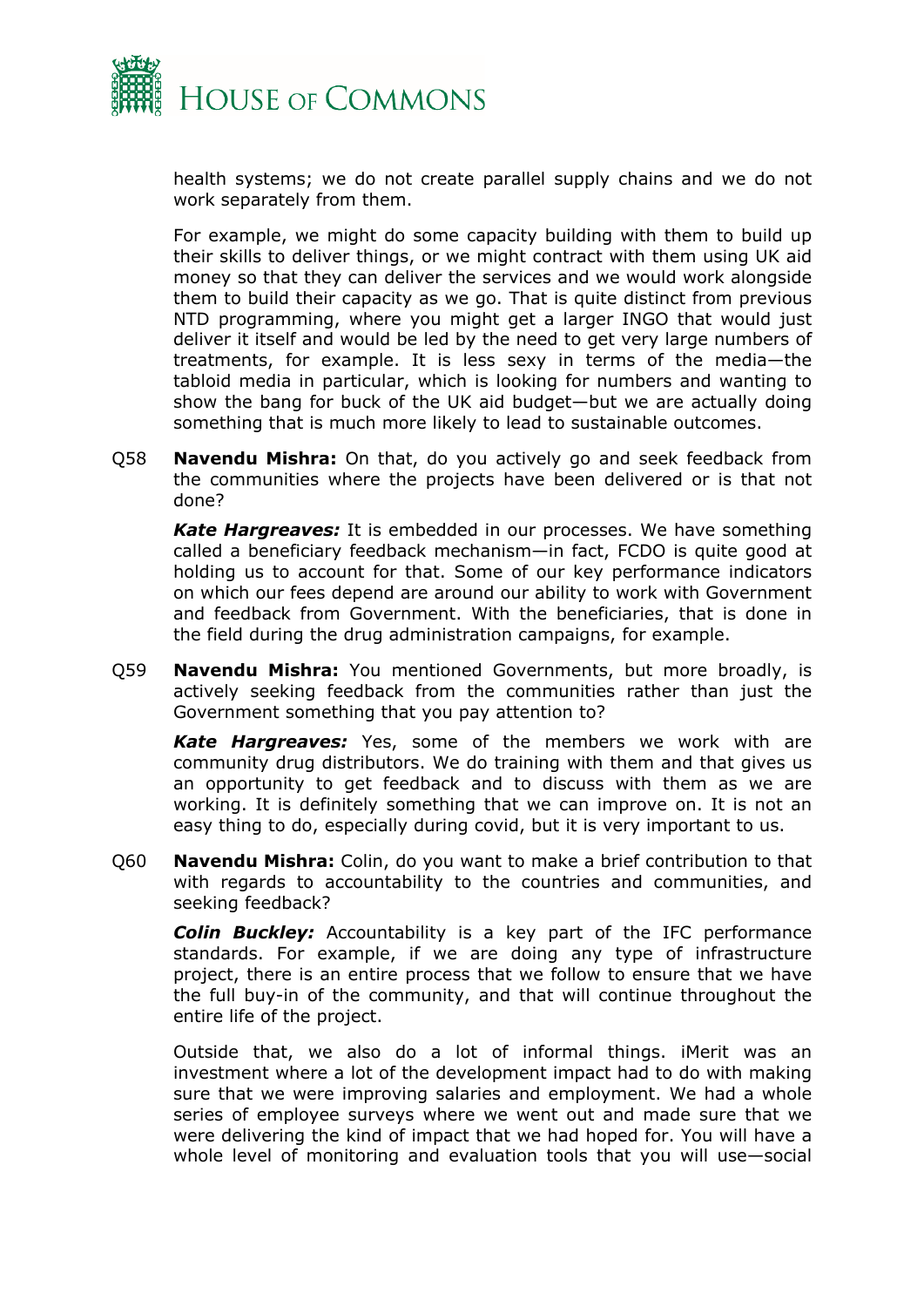health systems; we do not create parallel supply chains and we do not work separately from them.

For example, we might do some capacity building with them to build up their skills to deliver things, or we might contract with them using UK aid money so that they can deliver the services and we would work alongside them to build their capacity as we go. That is quite distinct from previous NTD programming, where you might get a larger INGO that would just deliver it itself and would be led by the need to get very large numbers of treatments, for example. It is less sexy in terms of the media—the tabloid media in particular, which is looking for numbers and wanting to show the bang for buck of the UK aid budget—but we are actually doing something that is much more likely to lead to sustainable outcomes.

Q58 **Navendu Mishra:** On that, do you actively go and seek feedback from the communities where the projects have been delivered or is that not done?

***Kate Hargreaves:*** It is embedded in our processes. We have something called a beneficiary feedback mechanism—in fact, FCDO is quite good at holding us to account for that. Some of our key performance indicators on which our fees depend are around our ability to work with Government and feedback from Government. With the beneficiaries, that is done in the field during the drug administration campaigns, for example.

Q59 **Navendu Mishra:** You mentioned Governments, but more broadly, is actively seeking feedback from the communities rather than just the Government something that you pay attention to?

***Kate Hargreaves:*** Yes, some of the members we work with are community drug distributors. We do training with them and that gives us an opportunity to get feedback and to discuss with them as we are working. It is definitely something that we can improve on. It is not an easy thing to do, especially during covid, but it is very important to us.

Q60 **Navendu Mishra:** Colin, do you want to make a brief contribution to that with regards to accountability to the countries and communities, and seeking feedback?

***Colin Buckley:*** Accountability is a key part of the IFC performance standards. For example, if we are doing any type of infrastructure project, there is an entire process that we follow to ensure that we have the full buy-in of the community, and that will continue throughout the entire life of the project.

Outside that, we also do a lot of informal things. iMerit was an investment where a lot of the development impact had to do with making sure that we were improving salaries and employment. We had a whole series of employee surveys where we went out and made sure that we were delivering the kind of impact that we had hoped for. You will have a whole level of monitoring and evaluation tools that you will use—social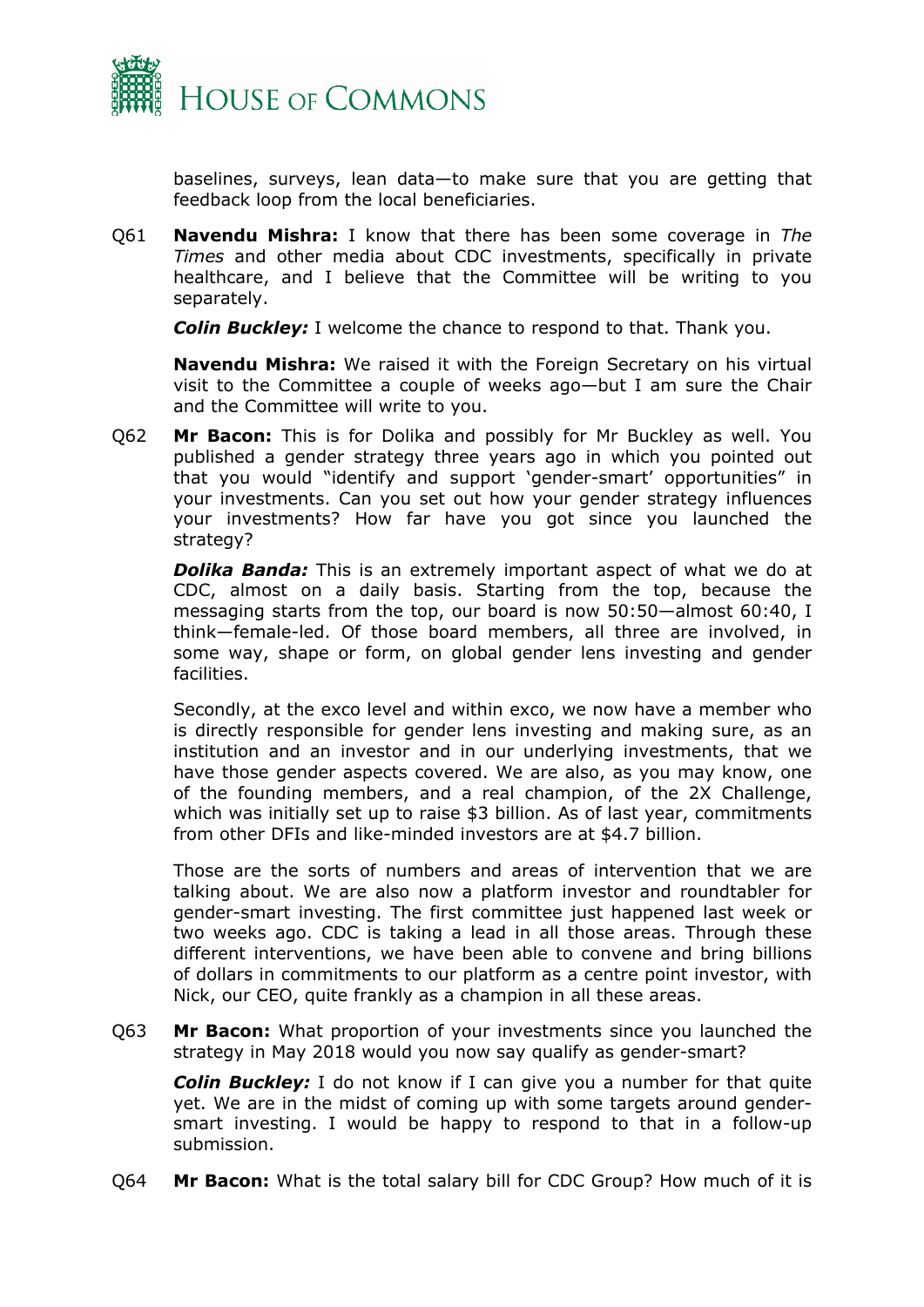baselines, surveys, lean data—to make sure that you are getting that feedback loop from the local beneficiaries.

Q61 **Navendu Mishra:** I know that there has been some coverage in *The Times* and other media about CDC investments, specifically in private healthcare, and I believe that the Committee will be writing to you separately.

***Colin Buckley:*** I welcome the chance to respond to that. Thank you.

**Navendu Mishra:** We raised it with the Foreign Secretary on his virtual visit to the Committee a couple of weeks ago—but I am sure the Chair and the Committee will write to you.

Q62 **Mr Bacon:** This is for Dolika and possibly for Mr Buckley as well. You published a gender strategy three years ago in which you pointed out that you would "identify and support 'gender-smart' opportunities" in your investments. Can you set out how your gender strategy influences your investments? How far have you got since you launched the strategy?

***Dolika Banda:*** This is an extremely important aspect of what we do at CDC, almost on a daily basis. Starting from the top, because the messaging starts from the top, our board is now 50:50—almost 60:40, I think—female-led. Of those board members, all three are involved, in some way, shape or form, on global gender lens investing and gender facilities.

Secondly, at the exco level and within exco, we now have a member who is directly responsible for gender lens investing and making sure, as an institution and an investor and in our underlying investments, that we have those gender aspects covered. We are also, as you may know, one of the founding members, and a real champion, of the 2X Challenge, which was initially set up to raise $3 billion. As of last year, commitments from other DFIs and like-minded investors are at $4.7 billion.

Those are the sorts of numbers and areas of intervention that we are talking about. We are also now a platform investor and roundtabler for gender-smart investing. The first committee just happened last week or two weeks ago. CDC is taking a lead in all those areas. Through these different interventions, we have been able to convene and bring billions of dollars in commitments to our platform as a centre point investor, with Nick, our CEO, quite frankly as a champion in all these areas.

Q63 **Mr Bacon:** What proportion of your investments since you launched the strategy in May 2018 would you now say qualify as gender-smart?

***Colin Buckley:*** I do not know if I can give you a number for that quite yet. We are in the midst of coming up with some targets around gender-smart investing. I would be happy to respond to that in a follow-up submission.

Q64 **Mr Bacon:** What is the total salary bill for CDC Group? How much of it is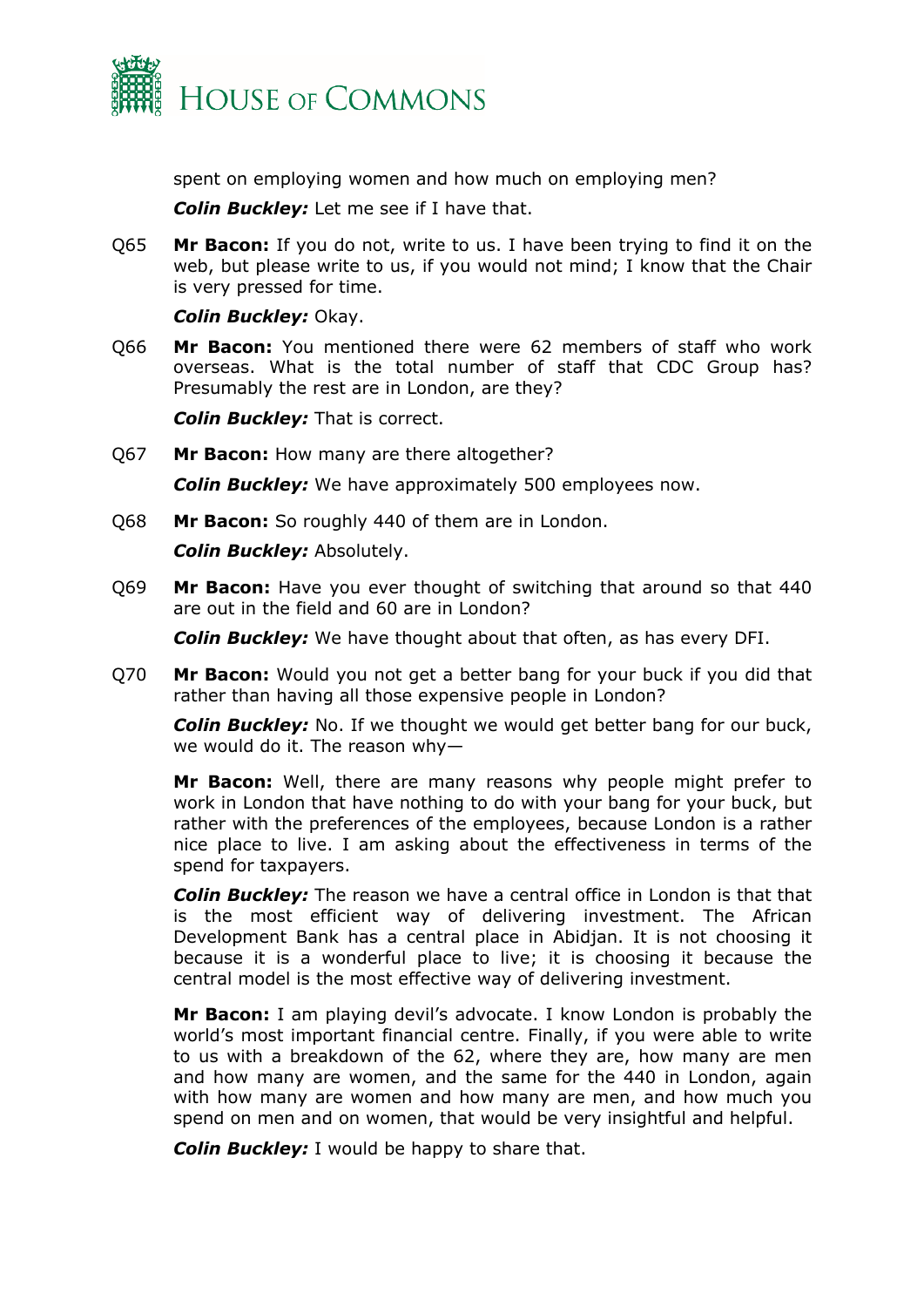spent on employing women and how much on employing men?

***Colin Buckley:*** Let me see if I have that.

Q65 **Mr Bacon:** If you do not, write to us. I have been trying to find it on the web, but please write to us, if you would not mind; I know that the Chair is very pressed for time.

***Colin Buckley:*** Okay.

Q66 **Mr Bacon:** You mentioned there were 62 members of staff who work overseas. What is the total number of staff that CDC Group has? Presumably the rest are in London, are they?

***Colin Buckley:*** That is correct.

Q67 **Mr Bacon:** How many are there altogether?

***Colin Buckley:*** We have approximately 500 employees now.

Q68 **Mr Bacon:** So roughly 440 of them are in London.

***Colin Buckley:*** Absolutely.

Q69 **Mr Bacon:** Have you ever thought of switching that around so that 440 are out in the field and 60 are in London?

***Colin Buckley:*** We have thought about that often, as has every DFI.

Q70 **Mr Bacon:** Would you not get a better bang for your buck if you did that rather than having all those expensive people in London?

***Colin Buckley:*** No. If we thought we would get better bang for our buck, we would do it. The reason why—

**Mr Bacon:** Well, there are many reasons why people might prefer to work in London that have nothing to do with your bang for your buck, but rather with the preferences of the employees, because London is a rather nice place to live. I am asking about the effectiveness in terms of the spend for taxpayers.

***Colin Buckley:*** The reason we have a central office in London is that that is the most efficient way of delivering investment. The African Development Bank has a central place in Abidjan. It is not choosing it because it is a wonderful place to live; it is choosing it because the central model is the most effective way of delivering investment.

**Mr Bacon:** I am playing devil's advocate. I know London is probably the world's most important financial centre. Finally, if you were able to write to us with a breakdown of the 62, where they are, how many are men and how many are women, and the same for the 440 in London, again with how many are women and how many are men, and how much you spend on men and on women, that would be very insightful and helpful.

***Colin Buckley:*** I would be happy to share that.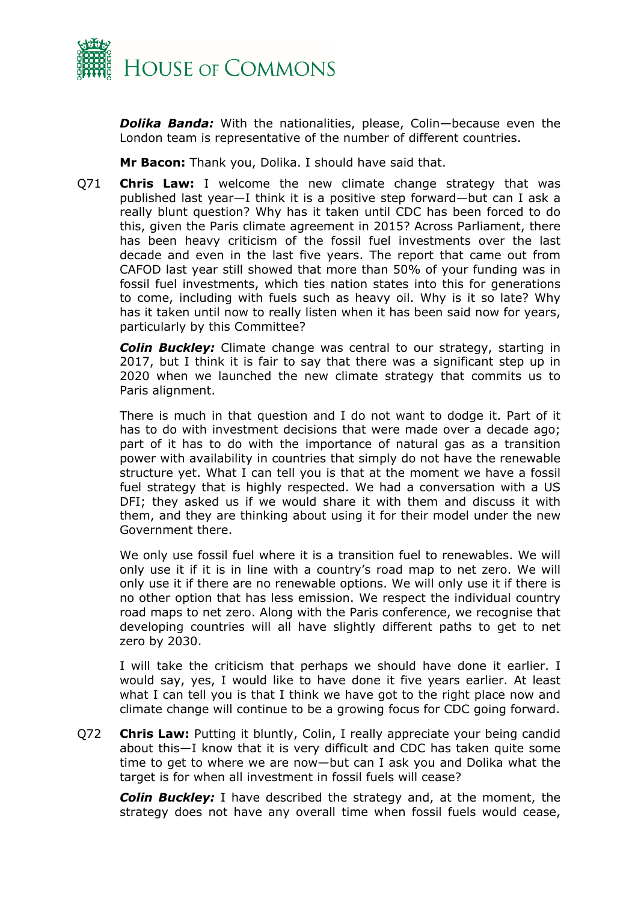***Dolika Banda:*** With the nationalities, please, Colin—because even the London team is representative of the number of different countries.

**Mr Bacon:** Thank you, Dolika. I should have said that.

Q71 **Chris Law:** I welcome the new climate change strategy that was published last year—I think it is a positive step forward—but can I ask a really blunt question? Why has it taken until CDC has been forced to do this, given the Paris climate agreement in 2015? Across Parliament, there has been heavy criticism of the fossil fuel investments over the last decade and even in the last five years. The report that came out from CAFOD last year still showed that more than 50% of your funding was in fossil fuel investments, which ties nation states into this for generations to come, including with fuels such as heavy oil. Why is it so late? Why has it taken until now to really listen when it has been said now for years, particularly by this Committee?

***Colin Buckley:*** Climate change was central to our strategy, starting in 2017, but I think it is fair to say that there was a significant step up in 2020 when we launched the new climate strategy that commits us to Paris alignment.

There is much in that question and I do not want to dodge it. Part of it has to do with investment decisions that were made over a decade ago; part of it has to do with the importance of natural gas as a transition power with availability in countries that simply do not have the renewable structure yet. What I can tell you is that at the moment we have a fossil fuel strategy that is highly respected. We had a conversation with a US DFI; they asked us if we would share it with them and discuss it with them, and they are thinking about using it for their model under the new Government there.

We only use fossil fuel where it is a transition fuel to renewables. We will only use it if it is in line with a country's road map to net zero. We will only use it if there are no renewable options. We will only use it if there is no other option that has less emission. We respect the individual country road maps to net zero. Along with the Paris conference, we recognise that developing countries will all have slightly different paths to get to net zero by 2030.

I will take the criticism that perhaps we should have done it earlier. I would say, yes, I would like to have done it five years earlier. At least what I can tell you is that I think we have got to the right place now and climate change will continue to be a growing focus for CDC going forward.

Q72 **Chris Law:** Putting it bluntly, Colin, I really appreciate your being candid about this—I know that it is very difficult and CDC has taken quite some time to get to where we are now—but can I ask you and Dolika what the target is for when all investment in fossil fuels will cease?

***Colin Buckley:*** I have described the strategy and, at the moment, the strategy does not have any overall time when fossil fuels would cease,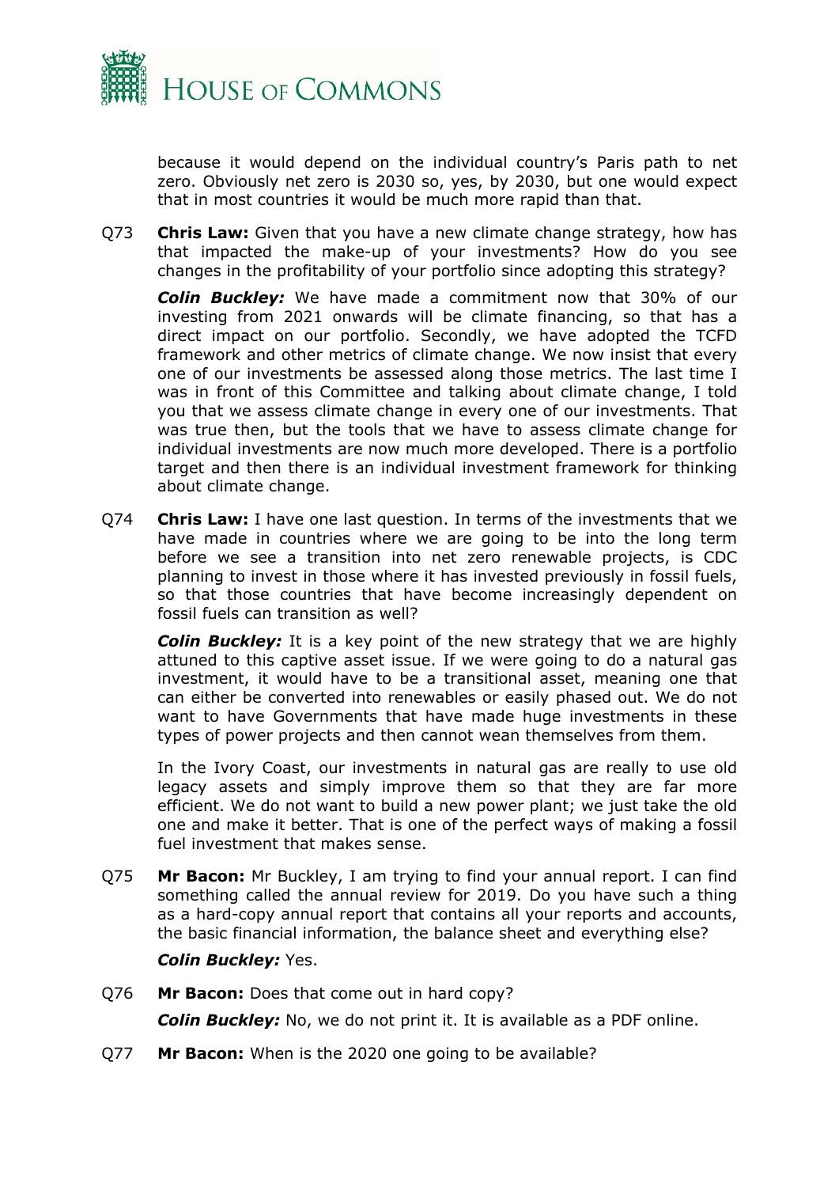because it would depend on the individual country's Paris path to net zero. Obviously net zero is 2030 so, yes, by 2030, but one would expect that in most countries it would be much more rapid than that.

Q73 **Chris Law:** Given that you have a new climate change strategy, how has that impacted the make-up of your investments? How do you see changes in the profitability of your portfolio since adopting this strategy?

***Colin Buckley:*** We have made a commitment now that 30% of our investing from 2021 onwards will be climate financing, so that has a direct impact on our portfolio. Secondly, we have adopted the TCFD framework and other metrics of climate change. We now insist that every one of our investments be assessed along those metrics. The last time I was in front of this Committee and talking about climate change, I told you that we assess climate change in every one of our investments. That was true then, but the tools that we have to assess climate change for individual investments are now much more developed. There is a portfolio target and then there is an individual investment framework for thinking about climate change.

Q74 **Chris Law:** I have one last question. In terms of the investments that we have made in countries where we are going to be into the long term before we see a transition into net zero renewable projects, is CDC planning to invest in those where it has invested previously in fossil fuels, so that those countries that have become increasingly dependent on fossil fuels can transition as well?

***Colin Buckley:*** It is a key point of the new strategy that we are highly attuned to this captive asset issue. If we were going to do a natural gas investment, it would have to be a transitional asset, meaning one that can either be converted into renewables or easily phased out. We do not want to have Governments that have made huge investments in these types of power projects and then cannot wean themselves from them.

In the Ivory Coast, our investments in natural gas are really to use old legacy assets and simply improve them so that they are far more efficient. We do not want to build a new power plant; we just take the old one and make it better. That is one of the perfect ways of making a fossil fuel investment that makes sense.

Q75 **Mr Bacon:** Mr Buckley, I am trying to find your annual report. I can find something called the annual review for 2019. Do you have such a thing as a hard-copy annual report that contains all your reports and accounts, the basic financial information, the balance sheet and everything else?

***Colin Buckley:*** Yes.

Q76 **Mr Bacon:** Does that come out in hard copy?

***Colin Buckley:*** No, we do not print it. It is available as a PDF online.

Q77 **Mr Bacon:** When is the 2020 one going to be available?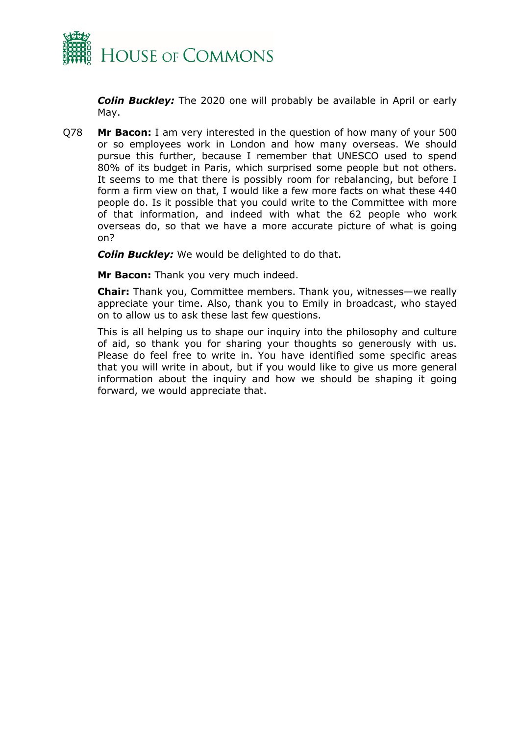***Colin Buckley:*** The 2020 one will probably be available in April or early May.

Q78 **Mr Bacon:** I am very interested in the question of how many of your 500 or so employees work in London and how many overseas. We should pursue this further, because I remember that UNESCO used to spend 80% of its budget in Paris, which surprised some people but not others. It seems to me that there is possibly room for rebalancing, but before I form a firm view on that, I would like a few more facts on what these 440 people do. Is it possible that you could write to the Committee with more of that information, and indeed with what the 62 people who work overseas do, so that we have a more accurate picture of what is going on?

***Colin Buckley:*** We would be delighted to do that.

**Mr Bacon:** Thank you very much indeed.

**Chair:** Thank you, Committee members. Thank you, witnesses—we really appreciate your time. Also, thank you to Emily in broadcast, who stayed on to allow us to ask these last few questions.

This is all helping us to shape our inquiry into the philosophy and culture of aid, so thank you for sharing your thoughts so generously with us. Please do feel free to write in. You have identified some specific areas that you will write in about, but if you would like to give us more general information about the inquiry and how we should be shaping it going forward, we would appreciate that.